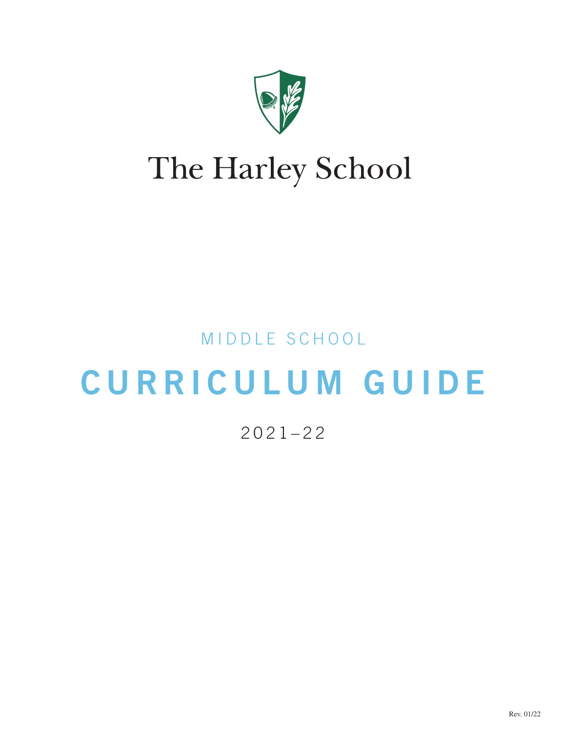# The Harley School

MIDDLE SCHOOL

# CURRICULUM GUIDE

2021–22

Rev. 01/22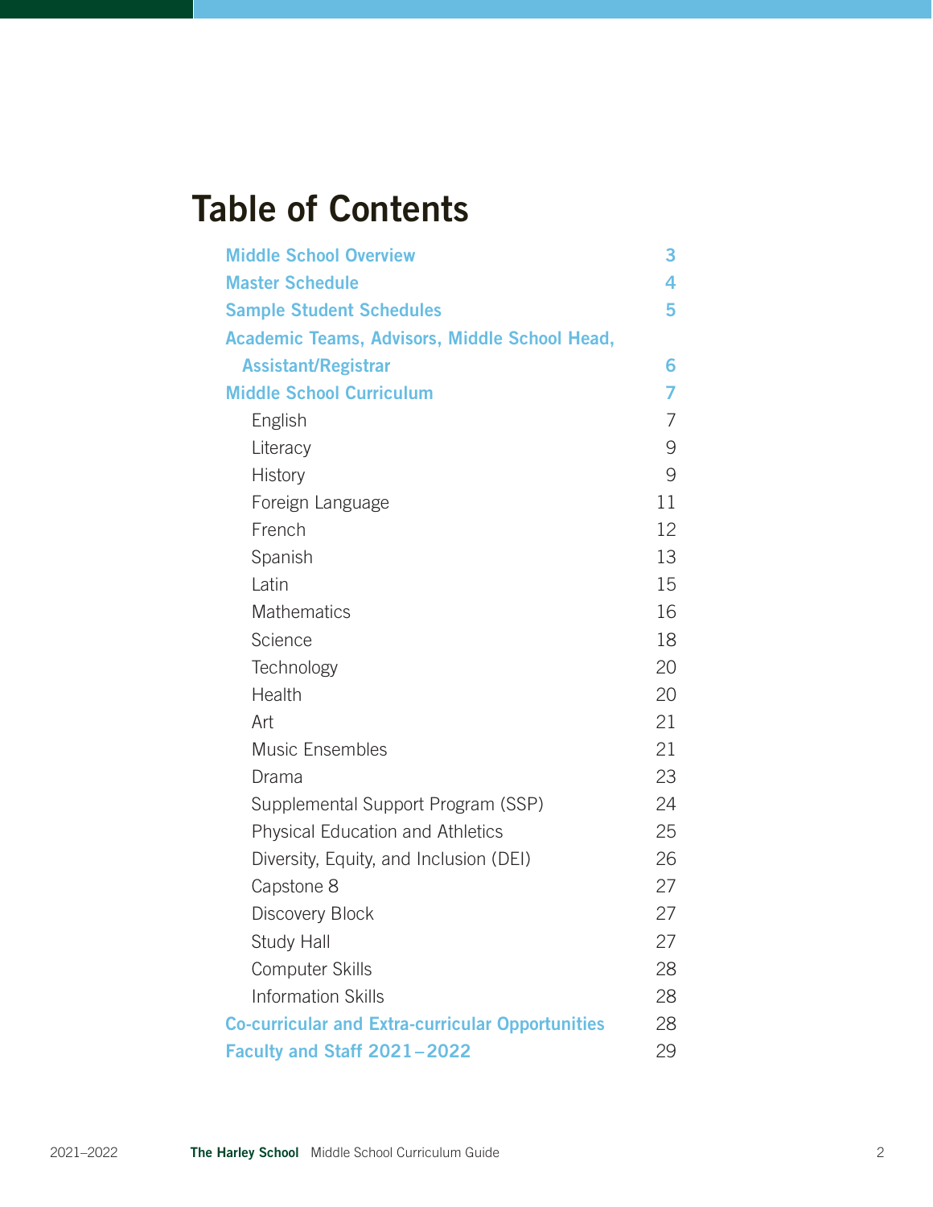# Table of Contents

| | |
|---|---|
| **Middle School Overview** | **3** |
| **Master Schedule** | **4** |
| **Sample Student Schedules** | **5** |
| **Academic Teams, Advisors, Middle School Head, Assistant/Registrar** | **6** |
| **Middle School Curriculum** | **7** |
| English | 7 |
| Literacy | 9 |
| History | 9 |
| Foreign Language | 11 |
| French | 12 |
| Spanish | 13 |
| Latin | 15 |
| Mathematics | 16 |
| Science | 18 |
| Technology | 20 |
| Health | 20 |
| Art | 21 |
| Music Ensembles | 21 |
| Drama | 23 |
| Supplemental Support Program (SSP) | 24 |
| Physical Education and Athletics | 25 |
| Diversity, Equity, and Inclusion (DEI) | 26 |
| Capstone 8 | 27 |
| Discovery Block | 27 |
| Study Hall | 27 |
| Computer Skills | 28 |
| Information Skills | 28 |
| **Co-curricular and Extra-curricular Opportunities** | 28 |
| **Faculty and Staff 2021–2022** | 29 |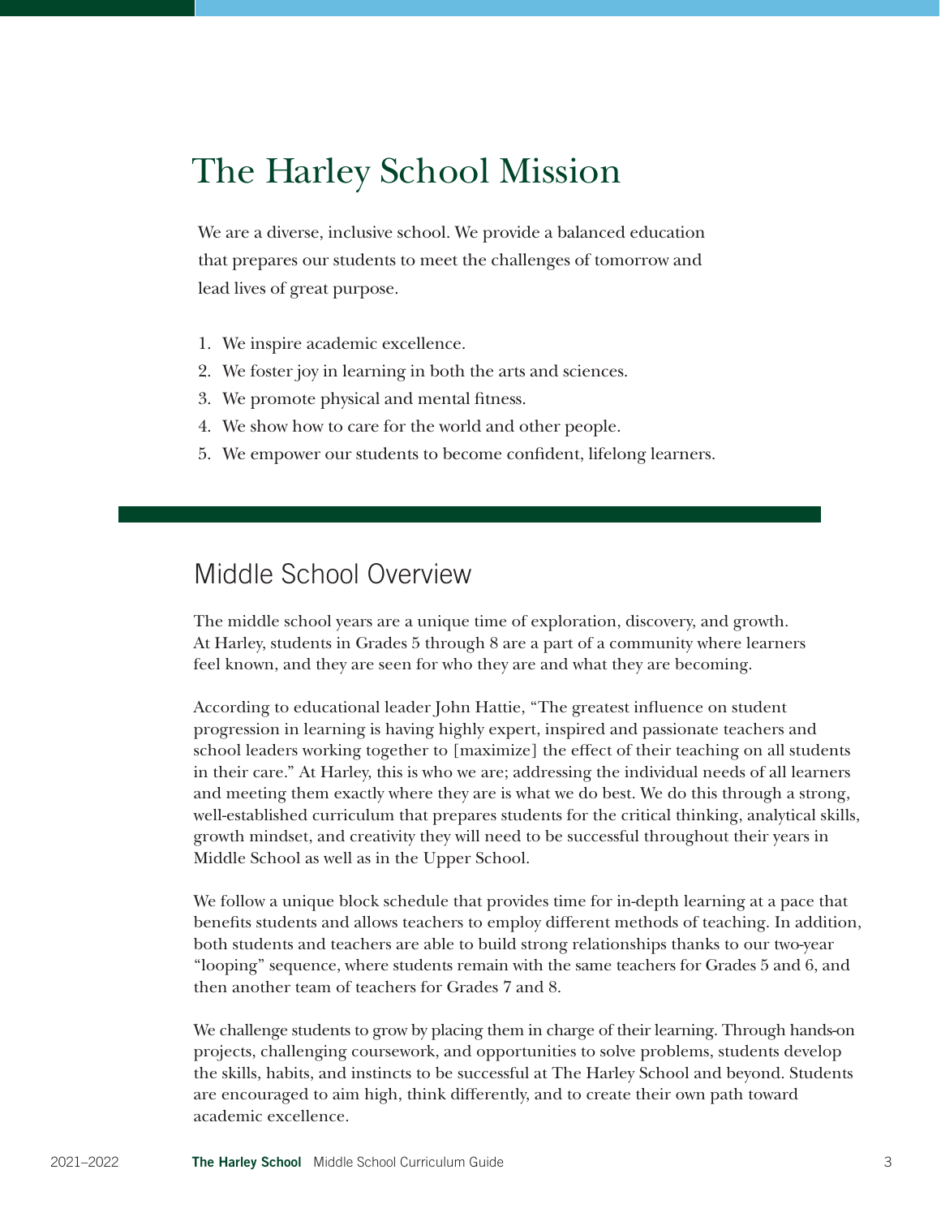# The Harley School Mission

We are a diverse, inclusive school. We provide a balanced education that prepares our students to meet the challenges of tomorrow and lead lives of great purpose.

1. We inspire academic excellence.
2. We foster joy in learning in both the arts and sciences.
3. We promote physical and mental fitness.
4. We show how to care for the world and other people.
5. We empower our students to become confident, lifelong learners.

## Middle School Overview

The middle school years are a unique time of exploration, discovery, and growth. At Harley, students in Grades 5 through 8 are a part of a community where learners feel known, and they are seen for who they are and what they are becoming.

According to educational leader John Hattie, "The greatest influence on student progression in learning is having highly expert, inspired and passionate teachers and school leaders working together to [maximize] the effect of their teaching on all students in their care." At Harley, this is who we are; addressing the individual needs of all learners and meeting them exactly where they are is what we do best. We do this through a strong, well-established curriculum that prepares students for the critical thinking, analytical skills, growth mindset, and creativity they will need to be successful throughout their years in Middle School as well as in the Upper School.

We follow a unique block schedule that provides time for in-depth learning at a pace that benefits students and allows teachers to employ different methods of teaching. In addition, both students and teachers are able to build strong relationships thanks to our two-year "looping" sequence, where students remain with the same teachers for Grades 5 and 6, and then another team of teachers for Grades 7 and 8.

We challenge students to grow by placing them in charge of their learning. Through hands-on projects, challenging coursework, and opportunities to solve problems, students develop the skills, habits, and instincts to be successful at The Harley School and beyond. Students are encouraged to aim high, think differently, and to create their own path toward academic excellence.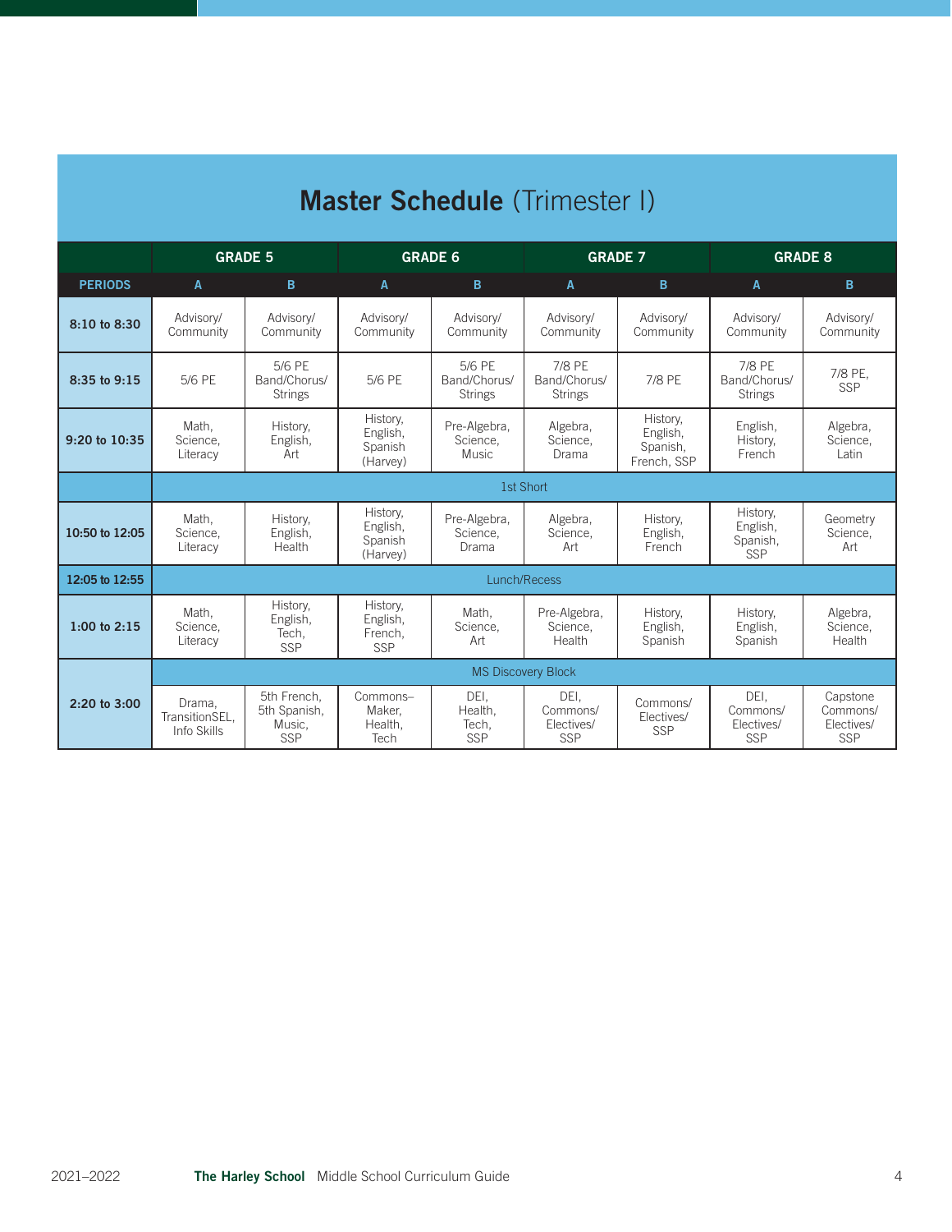## **Master Schedule** (Trimester I)

| | GRADE 5 | | GRADE 6 | | GRADE 7 | | GRADE 8 | |
|---|---|---|---|---|---|---|---|---|
| **PERIODS** | **A** | **B** | **A** | **B** | **A** | **B** | **A** | **B** |
| **8:10 to 8:30** | Advisory/ Community | Advisory/ Community | Advisory/ Community | Advisory/ Community | Advisory/ Community | Advisory/ Community | Advisory/ Community | Advisory/ Community |
| **8:35 to 9:15** | 5/6 PE | 5/6 PE Band/Chorus/ Strings | 5/6 PE | 5/6 PE Band/Chorus/ Strings | 7/8 PE Band/Chorus/ Strings | 7/8 PE | 7/8 PE Band/Chorus/ Strings | 7/8 PE, SSP |
| **9:20 to 10:35** | Math, Science, Literacy | History, English, Art | History, English, Spanish (Harvey) | Pre-Algebra, Science, Music | Algebra, Science, Drama | History, English, Spanish, French, SSP | English, History, French | Algebra, Science, Latin |
| | 1st Short | | | | | | | |
| **10:50 to 12:05** | Math, Science, Literacy | History, English, Health | History, English, Spanish (Harvey) | Pre-Algebra, Science, Drama | Algebra, Science, Art | History, English, French | History, English, Spanish, SSP | Geometry Science, Art |
| **12:05 to 12:55** | Lunch/Recess | | | | | | | |
| **1:00 to 2:15** | Math, Science, Literacy | History, English, Tech, SSP | History, English, French, SSP | Math, Science, Art | Pre-Algebra, Science, Health | History, English, Spanish | History, English, Spanish | Algebra, Science, Health |
| **2:20 to 3:00** | MS Discovery Block | | | | | | | |
| | Drama, TransitionSEL, Info Skills | 5th French, 5th Spanish, Music, SSP | Commons–Maker, Health, Tech | DEI, Health, Tech, SSP | DEI, Commons/ Electives/ SSP | Commons/ Electives/ SSP | DEI, Commons/ Electives/ SSP | Capstone Commons/ Electives/ SSP |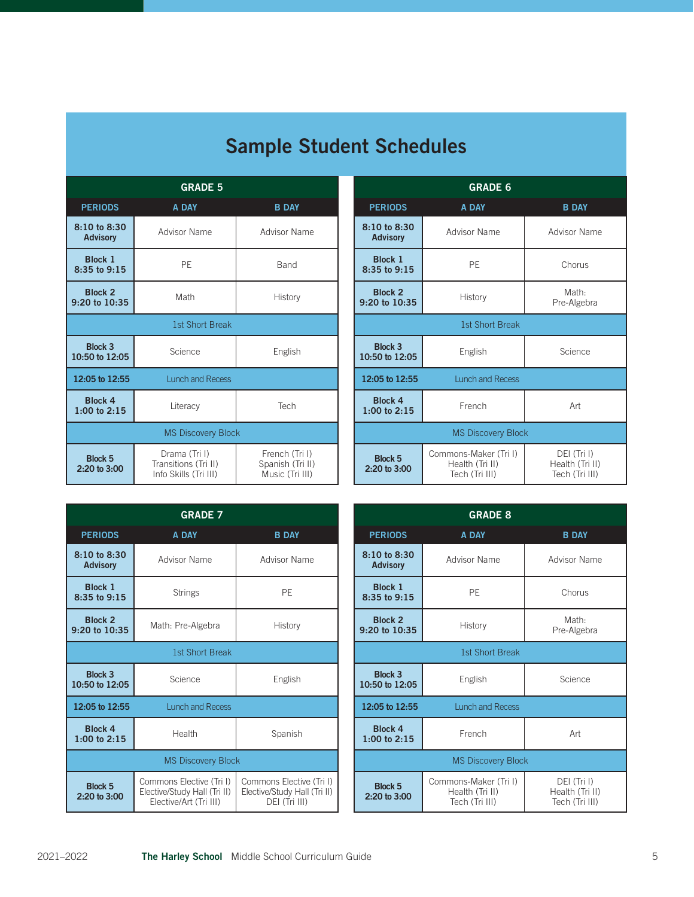# Sample Student Schedules

## GRADE 5

| PERIODS | A DAY | B DAY |
|---|---|---|
| **8:10 to 8:30 Advisory** | Advisor Name | Advisor Name |
| **Block 1 8:35 to 9:15** | PE | Band |
| **Block 2 9:20 to 10:35** | Math | History |
| 1st Short Break | | |
| **Block 3 10:50 to 12:05** | Science | English |
| **12:05 to 12:55** | Lunch and Recess | |
| **Block 4 1:00 to 2:15** | Literacy | Tech |
| MS Discovery Block | | |
| **Block 5 2:20 to 3:00** | Drama (Tri I) Transitions (Tri II) Info Skills (Tri III) | French (Tri I) Spanish (Tri II) Music (Tri III) |

## GRADE 6

| PERIODS | A DAY | B DAY |
|---|---|---|
| **8:10 to 8:30 Advisory** | Advisor Name | Advisor Name |
| **Block 1 8:35 to 9:15** | PE | Chorus |
| **Block 2 9:20 to 10:35** | History | Math: Pre-Algebra |
| 1st Short Break | | |
| **Block 3 10:50 to 12:05** | English | Science |
| **12:05 to 12:55** | Lunch and Recess | |
| **Block 4 1:00 to 2:15** | French | Art |
| MS Discovery Block | | |
| **Block 5 2:20 to 3:00** | Commons-Maker (Tri I) Health (Tri II) Tech (Tri III) | DEI (Tri I) Health (Tri II) Tech (Tri III) |

## GRADE 7

| PERIODS | A DAY | B DAY |
|---|---|---|
| **8:10 to 8:30 Advisory** | Advisor Name | Advisor Name |
| **Block 1 8:35 to 9:15** | Strings | PE |
| **Block 2 9:20 to 10:35** | Math: Pre-Algebra | History |
| 1st Short Break | | |
| **Block 3 10:50 to 12:05** | Science | English |
| **12:05 to 12:55** | Lunch and Recess | |
| **Block 4 1:00 to 2:15** | Health | Spanish |
| MS Discovery Block | | |
| **Block 5 2:20 to 3:00** | Commons Elective (Tri I) Elective/Study Hall (Tri II) Elective/Art (Tri III) | Commons Elective (Tri I) Elective/Study Hall (Tri II) DEI (Tri III) |

## GRADE 8

| PERIODS | A DAY | B DAY |
|---|---|---|
| **8:10 to 8:30 Advisory** | Advisor Name | Advisor Name |
| **Block 1 8:35 to 9:15** | PE | Chorus |
| **Block 2 9:20 to 10:35** | History | Math: Pre-Algebra |
| 1st Short Break | | |
| **Block 3 10:50 to 12:05** | English | Science |
| **12:05 to 12:55** | Lunch and Recess | |
| **Block 4 1:00 to 2:15** | French | Art |
| MS Discovery Block | | |
| **Block 5 2:20 to 3:00** | Commons-Maker (Tri I) Health (Tri II) Tech (Tri III) | DEI (Tri I) Health (Tri II) Tech (Tri III) |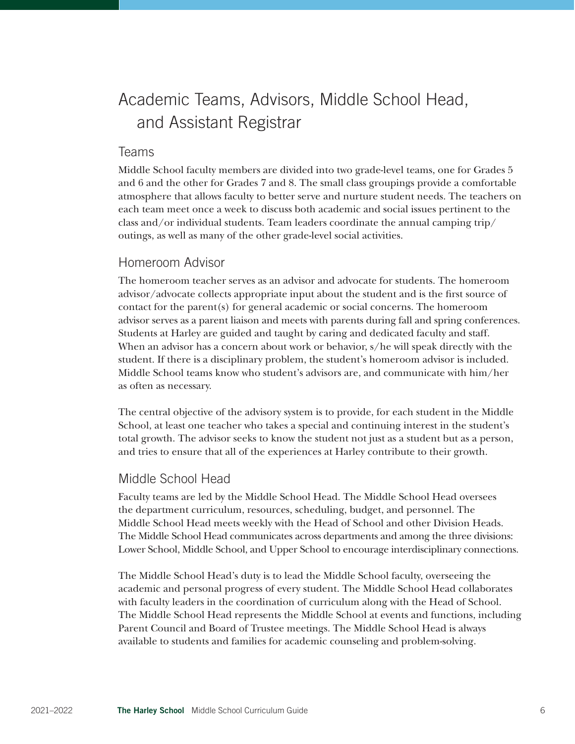# Academic Teams, Advisors, Middle School Head, and Assistant Registrar

## Teams

Middle School faculty members are divided into two grade-level teams, one for Grades 5 and 6 and the other for Grades 7 and 8. The small class groupings provide a comfortable atmosphere that allows faculty to better serve and nurture student needs. The teachers on each team meet once a week to discuss both academic and social issues pertinent to the class and/or individual students. Team leaders coordinate the annual camping trip/outings, as well as many of the other grade-level social activities.

## Homeroom Advisor

The homeroom teacher serves as an advisor and advocate for students. The homeroom advisor/advocate collects appropriate input about the student and is the first source of contact for the parent(s) for general academic or social concerns. The homeroom advisor serves as a parent liaison and meets with parents during fall and spring conferences. Students at Harley are guided and taught by caring and dedicated faculty and staff. When an advisor has a concern about work or behavior, s/he will speak directly with the student. If there is a disciplinary problem, the student's homeroom advisor is included. Middle School teams know who student's advisors are, and communicate with him/her as often as necessary.

The central objective of the advisory system is to provide, for each student in the Middle School, at least one teacher who takes a special and continuing interest in the student's total growth. The advisor seeks to know the student not just as a student but as a person, and tries to ensure that all of the experiences at Harley contribute to their growth.

## Middle School Head

Faculty teams are led by the Middle School Head. The Middle School Head oversees the department curriculum, resources, scheduling, budget, and personnel. The Middle School Head meets weekly with the Head of School and other Division Heads. The Middle School Head communicates across departments and among the three divisions: Lower School, Middle School, and Upper School to encourage interdisciplinary connections.

The Middle School Head's duty is to lead the Middle School faculty, overseeing the academic and personal progress of every student. The Middle School Head collaborates with faculty leaders in the coordination of curriculum along with the Head of School. The Middle School Head represents the Middle School at events and functions, including Parent Council and Board of Trustee meetings. The Middle School Head is always available to students and families for academic counseling and problem-solving.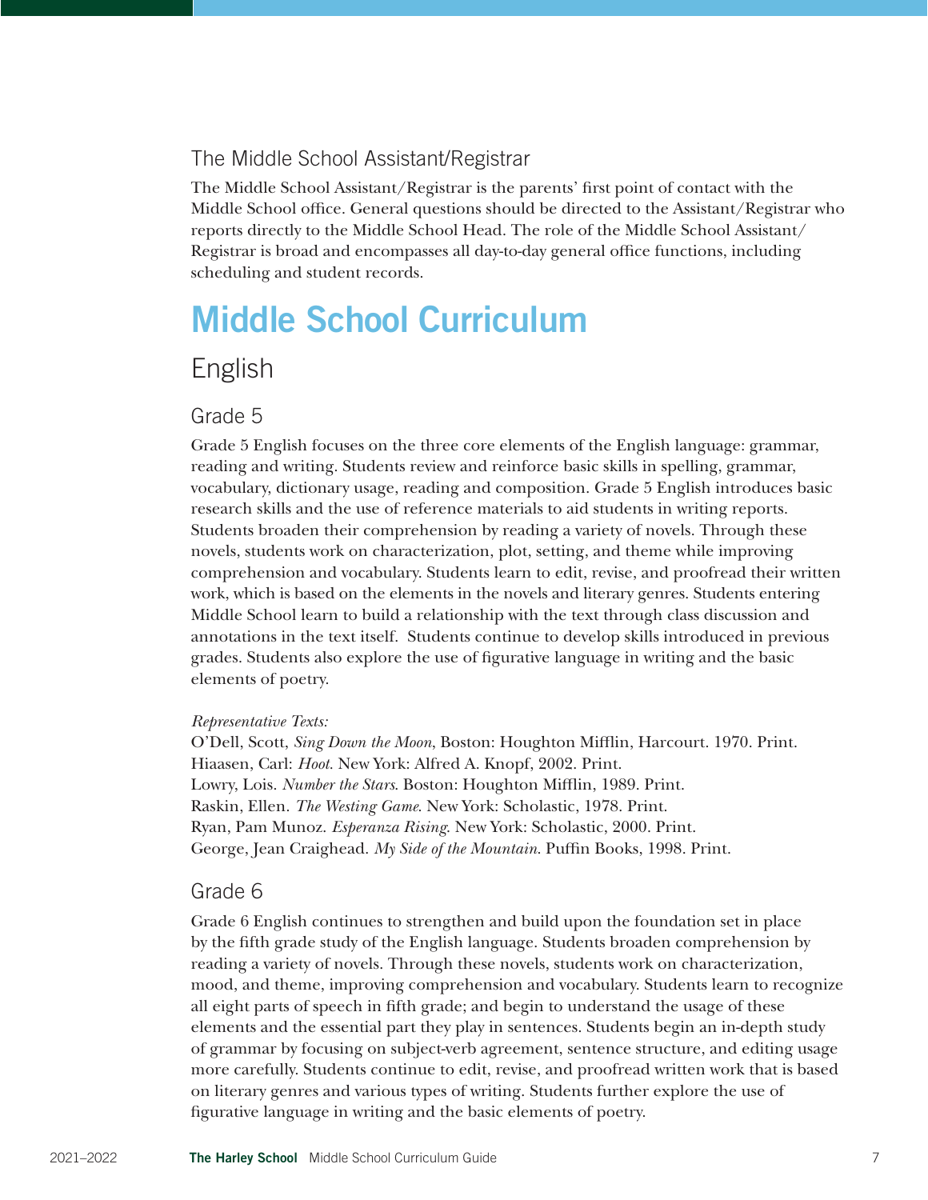### The Middle School Assistant/Registrar

The Middle School Assistant/Registrar is the parents' first point of contact with the Middle School office. General questions should be directed to the Assistant/Registrar who reports directly to the Middle School Head. The role of the Middle School Assistant/Registrar is broad and encompasses all day-to-day general office functions, including scheduling and student records.

# Middle School Curriculum

## English

### Grade 5

Grade 5 English focuses on the three core elements of the English language: grammar, reading and writing. Students review and reinforce basic skills in spelling, grammar, vocabulary, dictionary usage, reading and composition. Grade 5 English introduces basic research skills and the use of reference materials to aid students in writing reports. Students broaden their comprehension by reading a variety of novels. Through these novels, students work on characterization, plot, setting, and theme while improving comprehension and vocabulary. Students learn to edit, revise, and proofread their written work, which is based on the elements in the novels and literary genres. Students entering Middle School learn to build a relationship with the text through class discussion and annotations in the text itself. Students continue to develop skills introduced in previous grades. Students also explore the use of figurative language in writing and the basic elements of poetry.

*Representative Texts:*
O'Dell, Scott, *Sing Down the Moon*, Boston: Houghton Mifflin, Harcourt. 1970. Print.
Hiaasen, Carl: *Hoot.* New York: Alfred A. Knopf, 2002. Print.
Lowry, Lois. *Number the Stars*. Boston: Houghton Mifflin, 1989. Print.
Raskin, Ellen. *The Westing Game*. New York: Scholastic, 1978. Print.
Ryan, Pam Munoz. *Esperanza Rising*. New York: Scholastic, 2000. Print.
George, Jean Craighead. *My Side of the Mountain*. Puffin Books, 1998. Print.

### Grade 6

Grade 6 English continues to strengthen and build upon the foundation set in place by the fifth grade study of the English language. Students broaden comprehension by reading a variety of novels. Through these novels, students work on characterization, mood, and theme, improving comprehension and vocabulary. Students learn to recognize all eight parts of speech in fifth grade; and begin to understand the usage of these elements and the essential part they play in sentences. Students begin an in-depth study of grammar by focusing on subject-verb agreement, sentence structure, and editing usage more carefully. Students continue to edit, revise, and proofread written work that is based on literary genres and various types of writing. Students further explore the use of figurative language in writing and the basic elements of poetry.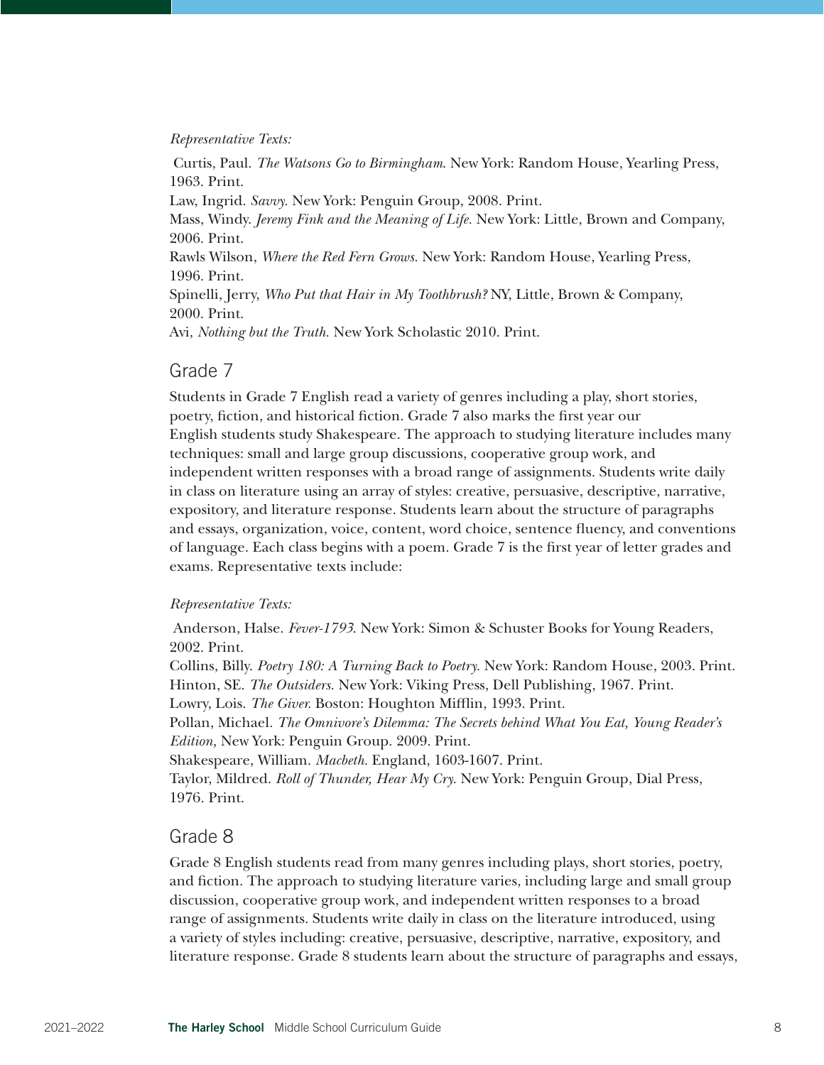*Representative Texts:*

Curtis, Paul. *The Watsons Go to Birmingham*. New York: Random House, Yearling Press, 1963. Print.
Law, Ingrid. *Savvy*. New York: Penguin Group, 2008. Print.
Mass, Windy. *Jeremy Fink and the Meaning of Life*. New York: Little, Brown and Company, 2006. Print.
Rawls Wilson, *Where the Red Fern Grows*. New York: Random House, Yearling Press, 1996. Print.
Spinelli, Jerry, *Who Put that Hair in My Toothbrush?* NY, Little, Brown & Company, 2000. Print.
Avi, *Nothing but the Truth*. New York Scholastic 2010. Print.

## Grade 7

Students in Grade 7 English read a variety of genres including a play, short stories, poetry, fiction, and historical fiction. Grade 7 also marks the first year our English students study Shakespeare. The approach to studying literature includes many techniques: small and large group discussions, cooperative group work, and independent written responses with a broad range of assignments. Students write daily in class on literature using an array of styles: creative, persuasive, descriptive, narrative, expository, and literature response. Students learn about the structure of paragraphs and essays, organization, voice, content, word choice, sentence fluency, and conventions of language. Each class begins with a poem. Grade 7 is the first year of letter grades and exams. Representative texts include:

*Representative Texts:*

Anderson, Halse. *Fever-1793*. New York: Simon & Schuster Books for Young Readers, 2002. Print.
Collins, Billy. *Poetry 180: A Turning Back to Poetry*. New York: Random House, 2003. Print.
Hinton, SE. *The Outsiders*. New York: Viking Press, Dell Publishing, 1967. Print.
Lowry, Lois. *The Giver*. Boston: Houghton Mifflin, 1993. Print.
Pollan, Michael. *The Omnivore's Dilemma: The Secrets behind What You Eat, Young Reader's Edition,* New York: Penguin Group. 2009. Print.
Shakespeare, William. *Macbeth*. England, 1603-1607. Print.
Taylor, Mildred. *Roll of Thunder, Hear My Cry*. New York: Penguin Group, Dial Press, 1976. Print.

## Grade 8

Grade 8 English students read from many genres including plays, short stories, poetry, and fiction. The approach to studying literature varies, including large and small group discussion, cooperative group work, and independent written responses to a broad range of assignments. Students write daily in class on the literature introduced, using a variety of styles including: creative, persuasive, descriptive, narrative, expository, and literature response. Grade 8 students learn about the structure of paragraphs and essays,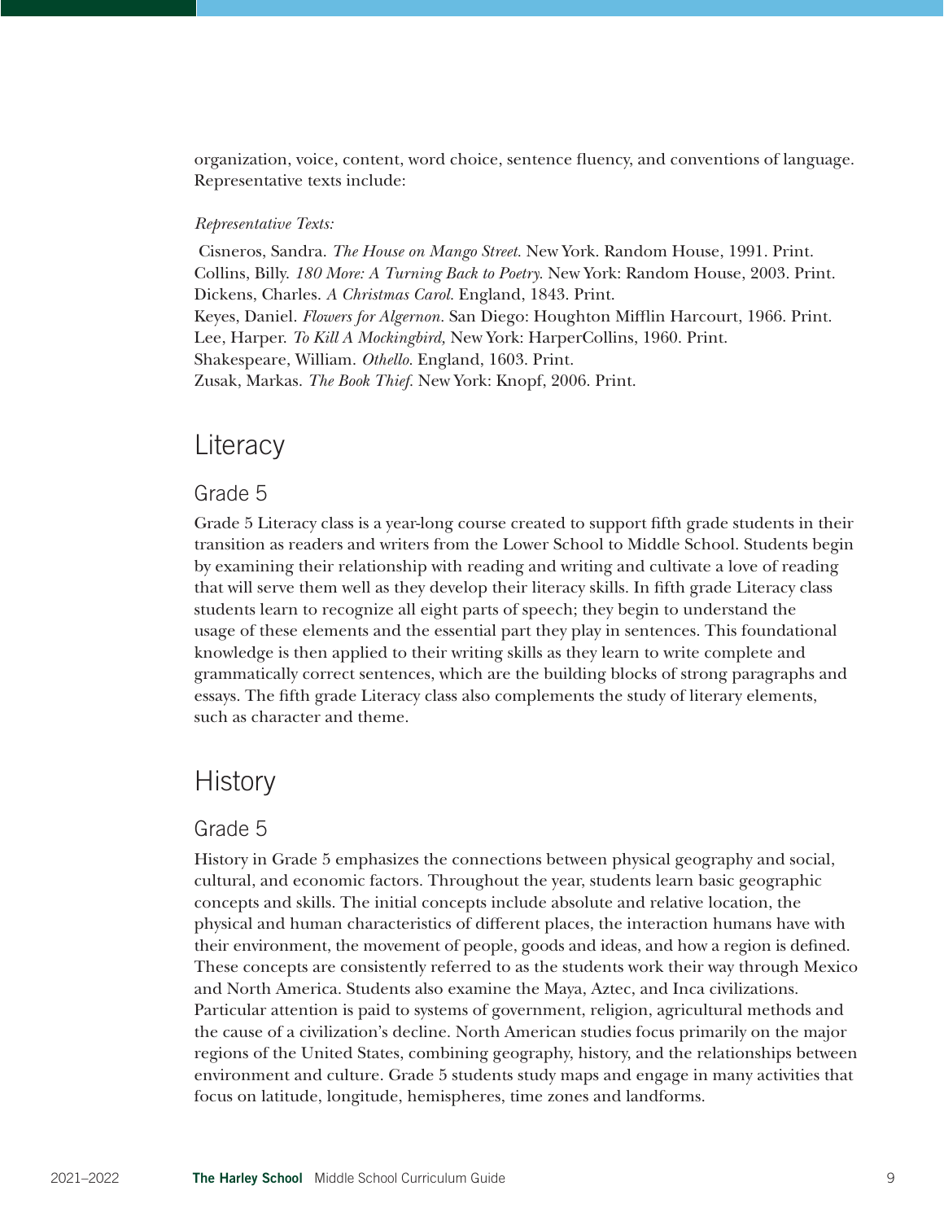organization, voice, content, word choice, sentence fluency, and conventions of language. Representative texts include:

*Representative Texts:*

Cisneros, Sandra. *The House on Mango Street.* New York. Random House, 1991. Print.
Collins, Billy. *180 More: A Turning Back to Poetry.* New York: Random House, 2003. Print.
Dickens, Charles. *A Christmas Carol.* England, 1843. Print.
Keyes, Daniel. *Flowers for Algernon.* San Diego: Houghton Mifflin Harcourt, 1966. Print.
Lee, Harper. *To Kill A Mockingbird,* New York: HarperCollins, 1960. Print.
Shakespeare, William. *Othello.* England, 1603. Print.
Zusak, Markas. *The Book Thief.* New York: Knopf, 2006. Print.

# Literacy

## Grade 5

Grade 5 Literacy class is a year-long course created to support fifth grade students in their transition as readers and writers from the Lower School to Middle School. Students begin by examining their relationship with reading and writing and cultivate a love of reading that will serve them well as they develop their literacy skills. In fifth grade Literacy class students learn to recognize all eight parts of speech; they begin to understand the usage of these elements and the essential part they play in sentences. This foundational knowledge is then applied to their writing skills as they learn to write complete and grammatically correct sentences, which are the building blocks of strong paragraphs and essays. The fifth grade Literacy class also complements the study of literary elements, such as character and theme.

# History

## Grade 5

History in Grade 5 emphasizes the connections between physical geography and social, cultural, and economic factors. Throughout the year, students learn basic geographic concepts and skills. The initial concepts include absolute and relative location, the physical and human characteristics of different places, the interaction humans have with their environment, the movement of people, goods and ideas, and how a region is defined. These concepts are consistently referred to as the students work their way through Mexico and North America. Students also examine the Maya, Aztec, and Inca civilizations. Particular attention is paid to systems of government, religion, agricultural methods and the cause of a civilization's decline. North American studies focus primarily on the major regions of the United States, combining geography, history, and the relationships between environment and culture. Grade 5 students study maps and engage in many activities that focus on latitude, longitude, hemispheres, time zones and landforms.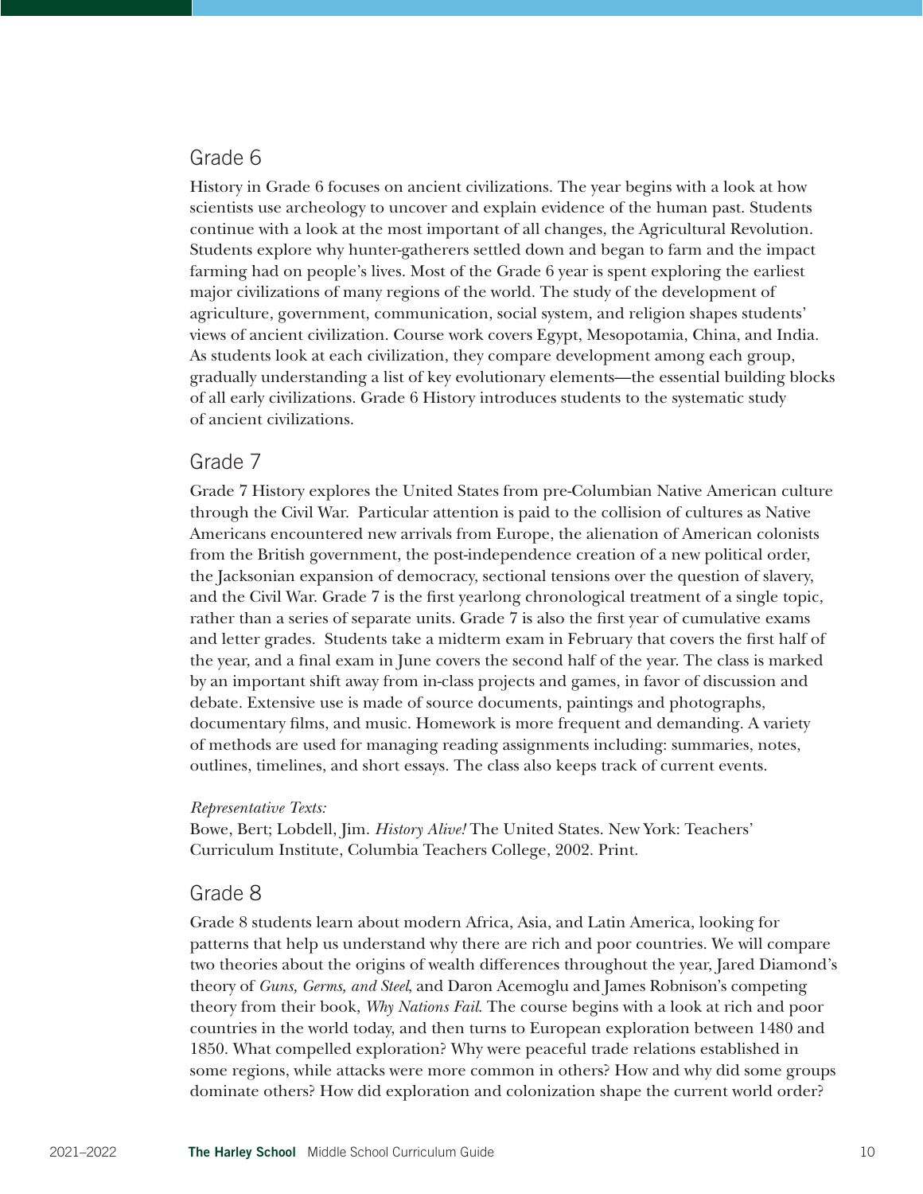## Grade 6

History in Grade 6 focuses on ancient civilizations. The year begins with a look at how scientists use archeology to uncover and explain evidence of the human past. Students continue with a look at the most important of all changes, the Agricultural Revolution. Students explore why hunter-gatherers settled down and began to farm and the impact farming had on people's lives. Most of the Grade 6 year is spent exploring the earliest major civilizations of many regions of the world. The study of the development of agriculture, government, communication, social system, and religion shapes students' views of ancient civilization. Course work covers Egypt, Mesopotamia, China, and India. As students look at each civilization, they compare development among each group, gradually understanding a list of key evolutionary elements—the essential building blocks of all early civilizations. Grade 6 History introduces students to the systematic study of ancient civilizations.

## Grade 7

Grade 7 History explores the United States from pre-Columbian Native American culture through the Civil War. Particular attention is paid to the collision of cultures as Native Americans encountered new arrivals from Europe, the alienation of American colonists from the British government, the post-independence creation of a new political order, the Jacksonian expansion of democracy, sectional tensions over the question of slavery, and the Civil War. Grade 7 is the first yearlong chronological treatment of a single topic, rather than a series of separate units. Grade 7 is also the first year of cumulative exams and letter grades. Students take a midterm exam in February that covers the first half of the year, and a final exam in June covers the second half of the year. The class is marked by an important shift away from in-class projects and games, in favor of discussion and debate. Extensive use is made of source documents, paintings and photographs, documentary films, and music. Homework is more frequent and demanding. A variety of methods are used for managing reading assignments including: summaries, notes, outlines, timelines, and short essays. The class also keeps track of current events.

*Representative Texts:*

Bowe, Bert; Lobdell, Jim. *History Alive!* The United States. New York: Teachers' Curriculum Institute, Columbia Teachers College, 2002. Print.

## Grade 8

Grade 8 students learn about modern Africa, Asia, and Latin America, looking for patterns that help us understand why there are rich and poor countries. We will compare two theories about the origins of wealth differences throughout the year, Jared Diamond's theory of *Guns, Germs, and Steel*, and Daron Acemoglu and James Robinson's competing theory from their book, *Why Nations Fail*. The course begins with a look at rich and poor countries in the world today, and then turns to European exploration between 1480 and 1850. What compelled exploration? Why were peaceful trade relations established in some regions, while attacks were more common in others? How and why did some groups dominate others? How did exploration and colonization shape the current world order?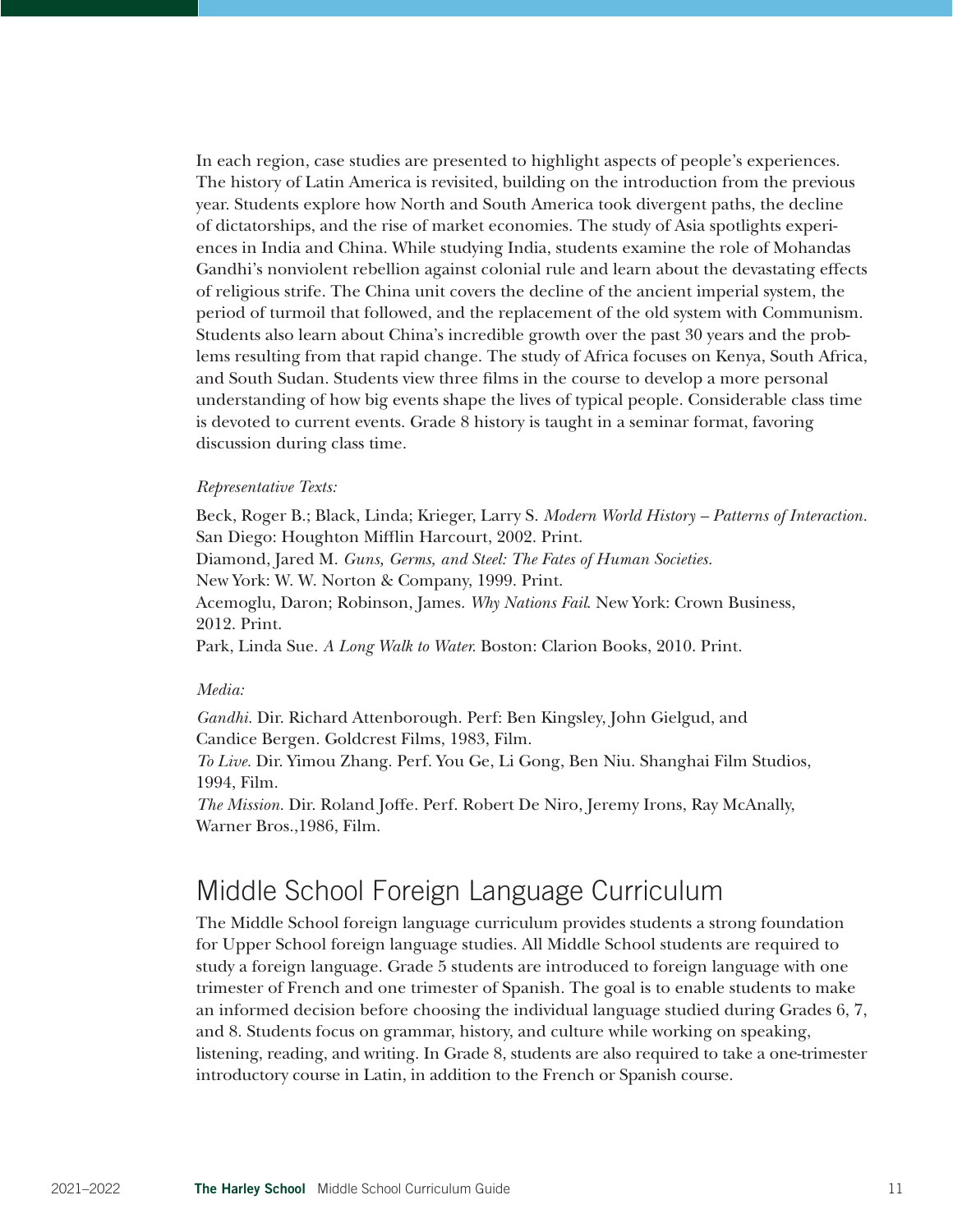In each region, case studies are presented to highlight aspects of people's experiences. The history of Latin America is revisited, building on the introduction from the previous year. Students explore how North and South America took divergent paths, the decline of dictatorships, and the rise of market economies. The study of Asia spotlights experiences in India and China. While studying India, students examine the role of Mohandas Gandhi's nonviolent rebellion against colonial rule and learn about the devastating effects of religious strife. The China unit covers the decline of the ancient imperial system, the period of turmoil that followed, and the replacement of the old system with Communism. Students also learn about China's incredible growth over the past 30 years and the problems resulting from that rapid change. The study of Africa focuses on Kenya, South Africa, and South Sudan. Students view three films in the course to develop a more personal understanding of how big events shape the lives of typical people. Considerable class time is devoted to current events. Grade 8 history is taught in a seminar format, favoring discussion during class time.

*Representative Texts:*

Beck, Roger B.; Black, Linda; Krieger, Larry S. *Modern World History – Patterns of Interaction.* San Diego: Houghton Mifflin Harcourt, 2002. Print.
Diamond, Jared M. *Guns, Germs, and Steel: The Fates of Human Societies.* New York: W. W. Norton & Company, 1999. Print.
Acemoglu, Daron; Robinson, James. *Why Nations Fail.* New York: Crown Business, 2012. Print.
Park, Linda Sue. *A Long Walk to Water.* Boston: Clarion Books, 2010. Print.

*Media:*

*Gandhi.* Dir. Richard Attenborough. Perf: Ben Kingsley, John Gielgud, and Candice Bergen. Goldcrest Films, 1983, Film.
*To Live.* Dir. Yimou Zhang. Perf. You Ge, Li Gong, Ben Niu. Shanghai Film Studios, 1994, Film.
*The Mission.* Dir. Roland Joffe. Perf. Robert De Niro, Jeremy Irons, Ray McAnally, Warner Bros.,1986, Film.

## Middle School Foreign Language Curriculum

The Middle School foreign language curriculum provides students a strong foundation for Upper School foreign language studies. All Middle School students are required to study a foreign language. Grade 5 students are introduced to foreign language with one trimester of French and one trimester of Spanish. The goal is to enable students to make an informed decision before choosing the individual language studied during Grades 6, 7, and 8. Students focus on grammar, history, and culture while working on speaking, listening, reading, and writing. In Grade 8, students are also required to take a one-trimester introductory course in Latin, in addition to the French or Spanish course.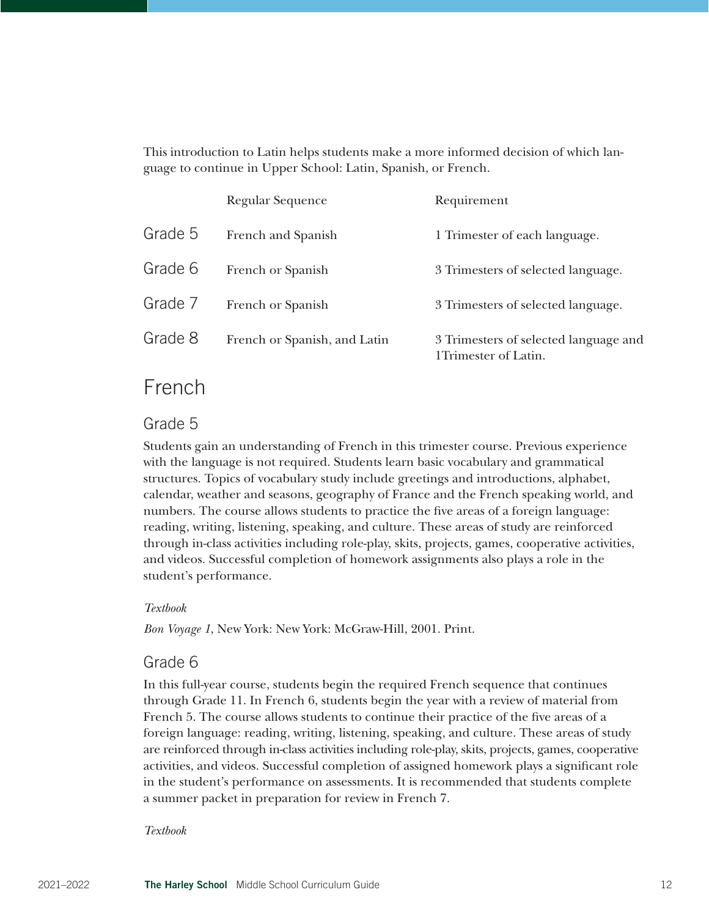This introduction to Latin helps students make a more informed decision of which language to continue in Upper School: Latin, Spanish, or French.

| | Regular Sequence | Requirement |
|---|---|---|
| Grade 5 | French and Spanish | 1 Trimester of each language. |
| Grade 6 | French or Spanish | 3 Trimesters of selected language. |
| Grade 7 | French or Spanish | 3 Trimesters of selected language. |
| Grade 8 | French or Spanish, and Latin | 3 Trimesters of selected language and 1Trimester of Latin. |

## French

### Grade 5

Students gain an understanding of French in this trimester course. Previous experience with the language is not required. Students learn basic vocabulary and grammatical structures. Topics of vocabulary study include greetings and introductions, alphabet, calendar, weather and seasons, geography of France and the French speaking world, and numbers. The course allows students to practice the five areas of a foreign language: reading, writing, listening, speaking, and culture. These areas of study are reinforced through in-class activities including role-play, skits, projects, games, cooperative activities, and videos. Successful completion of homework assignments also plays a role in the student's performance.

*Textbook*

*Bon Voyage 1*, New York: New York: McGraw-Hill, 2001. Print.

### Grade 6

In this full-year course, students begin the required French sequence that continues through Grade 11. In French 6, students begin the year with a review of material from French 5. The course allows students to continue their practice of the five areas of a foreign language: reading, writing, listening, speaking, and culture. These areas of study are reinforced through in-class activities including role-play, skits, projects, games, cooperative activities, and videos. Successful completion of assigned homework plays a significant role in the student's performance on assessments. It is recommended that students complete a summer packet in preparation for review in French 7.

*Textbook*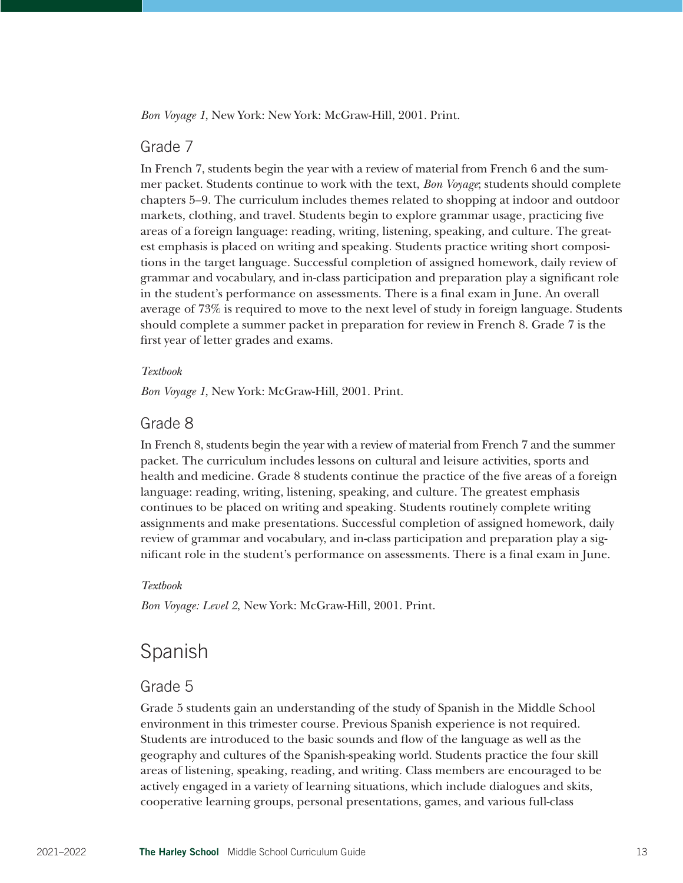*Bon Voyage 1*, New York: New York: McGraw-Hill, 2001. Print.

### Grade 7

In French 7, students begin the year with a review of material from French 6 and the summer packet. Students continue to work with the text, *Bon Voyage*; students should complete chapters 5–9. The curriculum includes themes related to shopping at indoor and outdoor markets, clothing, and travel. Students begin to explore grammar usage, practicing five areas of a foreign language: reading, writing, listening, speaking, and culture. The greatest emphasis is placed on writing and speaking. Students practice writing short compositions in the target language. Successful completion of assigned homework, daily review of grammar and vocabulary, and in-class participation and preparation play a significant role in the student's performance on assessments. There is a final exam in June. An overall average of 73% is required to move to the next level of study in foreign language. Students should complete a summer packet in preparation for review in French 8. Grade 7 is the first year of letter grades and exams.

*Textbook*

*Bon Voyage 1*, New York: McGraw-Hill, 2001. Print.

### Grade 8

In French 8, students begin the year with a review of material from French 7 and the summer packet. The curriculum includes lessons on cultural and leisure activities, sports and health and medicine. Grade 8 students continue the practice of the five areas of a foreign language: reading, writing, listening, speaking, and culture. The greatest emphasis continues to be placed on writing and speaking. Students routinely complete writing assignments and make presentations. Successful completion of assigned homework, daily review of grammar and vocabulary, and in-class participation and preparation play a significant role in the student's performance on assessments. There is a final exam in June.

*Textbook*

*Bon Voyage: Level 2*, New York: McGraw-Hill, 2001. Print.

## Spanish

### Grade 5

Grade 5 students gain an understanding of the study of Spanish in the Middle School environment in this trimester course. Previous Spanish experience is not required. Students are introduced to the basic sounds and flow of the language as well as the geography and cultures of the Spanish-speaking world. Students practice the four skill areas of listening, speaking, reading, and writing. Class members are encouraged to be actively engaged in a variety of learning situations, which include dialogues and skits, cooperative learning groups, personal presentations, games, and various full-class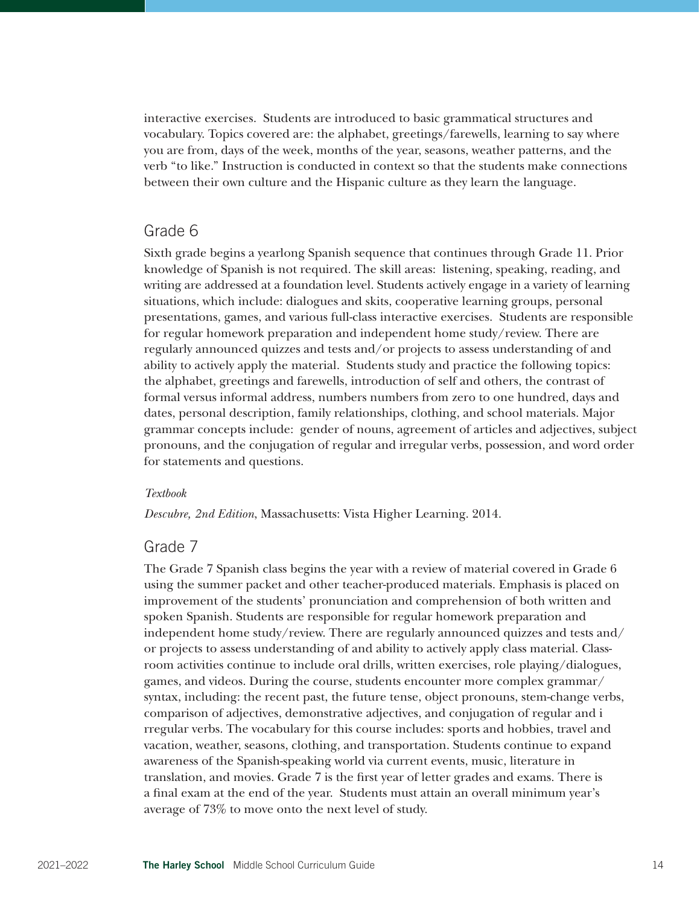interactive exercises. Students are introduced to basic grammatical structures and vocabulary. Topics covered are: the alphabet, greetings/farewells, learning to say where you are from, days of the week, months of the year, seasons, weather patterns, and the verb "to like." Instruction is conducted in context so that the students make connections between their own culture and the Hispanic culture as they learn the language.

## Grade 6

Sixth grade begins a yearlong Spanish sequence that continues through Grade 11. Prior knowledge of Spanish is not required. The skill areas: listening, speaking, reading, and writing are addressed at a foundation level. Students actively engage in a variety of learning situations, which include: dialogues and skits, cooperative learning groups, personal presentations, games, and various full-class interactive exercises. Students are responsible for regular homework preparation and independent home study/review. There are regularly announced quizzes and tests and/or projects to assess understanding of and ability to actively apply the material. Students study and practice the following topics: the alphabet, greetings and farewells, introduction of self and others, the contrast of formal versus informal address, numbers numbers from zero to one hundred, days and dates, personal description, family relationships, clothing, and school materials. Major grammar concepts include: gender of nouns, agreement of articles and adjectives, subject pronouns, and the conjugation of regular and irregular verbs, possession, and word order for statements and questions.

*Textbook*

*Descubre, 2nd Edition*, Massachusetts: Vista Higher Learning. 2014.

## Grade 7

The Grade 7 Spanish class begins the year with a review of material covered in Grade 6 using the summer packet and other teacher-produced materials. Emphasis is placed on improvement of the students' pronunciation and comprehension of both written and spoken Spanish. Students are responsible for regular homework preparation and independent home study/review. There are regularly announced quizzes and tests and/or projects to assess understanding of and ability to actively apply class material. Classroom activities continue to include oral drills, written exercises, role playing/dialogues, games, and videos. During the course, students encounter more complex grammar/syntax, including: the recent past, the future tense, object pronouns, stem-change verbs, comparison of adjectives, demonstrative adjectives, and conjugation of regular and i rregular verbs. The vocabulary for this course includes: sports and hobbies, travel and vacation, weather, seasons, clothing, and transportation. Students continue to expand awareness of the Spanish-speaking world via current events, music, literature in translation, and movies. Grade 7 is the first year of letter grades and exams. There is a final exam at the end of the year. Students must attain an overall minimum year's average of 73% to move onto the next level of study.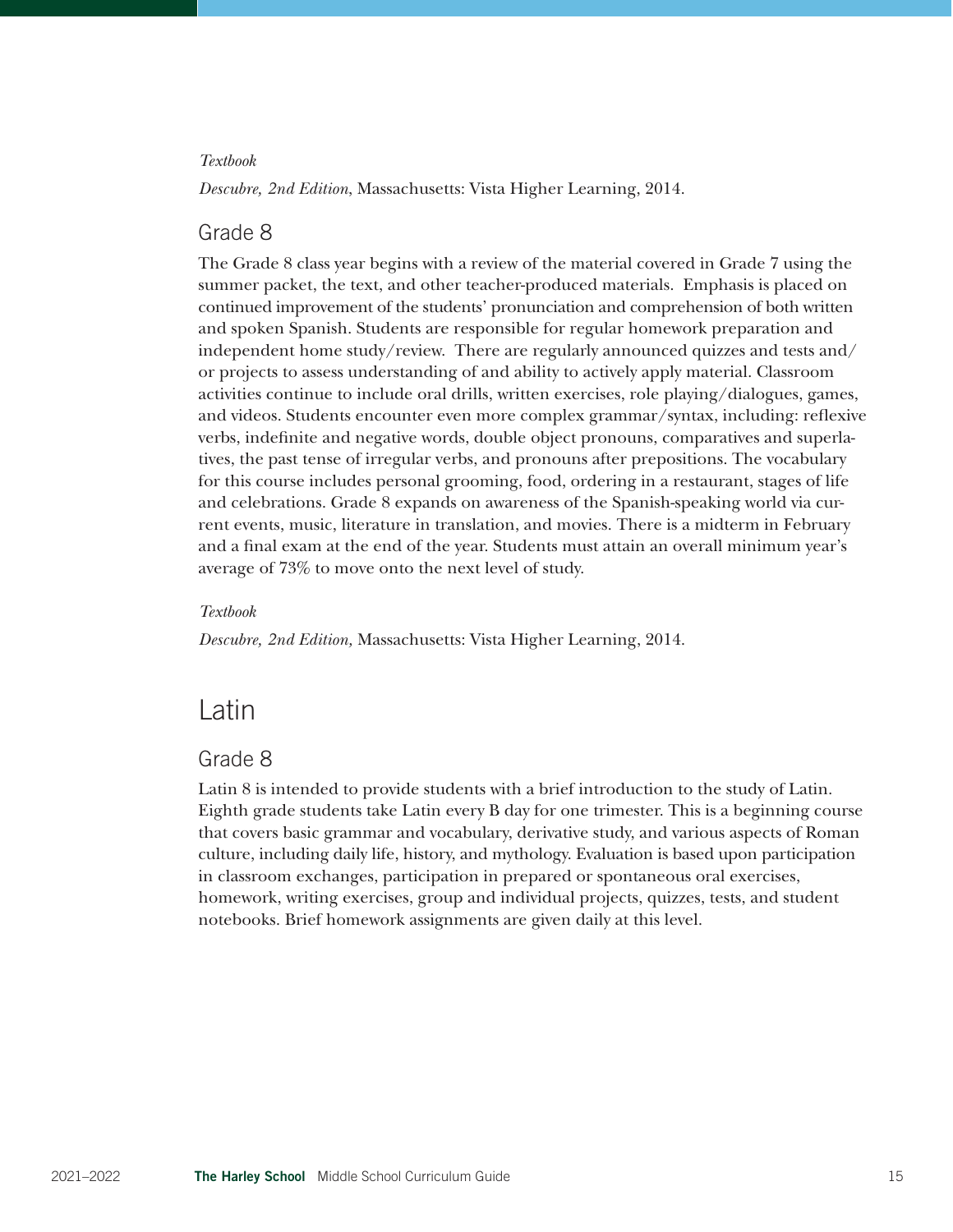*Textbook*

*Descubre, 2nd Edition*, Massachusetts: Vista Higher Learning, 2014.

### Grade 8

The Grade 8 class year begins with a review of the material covered in Grade 7 using the summer packet, the text, and other teacher-produced materials. Emphasis is placed on continued improvement of the students' pronunciation and comprehension of both written and spoken Spanish. Students are responsible for regular homework preparation and independent home study/review. There are regularly announced quizzes and tests and/or projects to assess understanding of and ability to actively apply material. Classroom activities continue to include oral drills, written exercises, role playing/dialogues, games, and videos. Students encounter even more complex grammar/syntax, including: reflexive verbs, indefinite and negative words, double object pronouns, comparatives and superlatives, the past tense of irregular verbs, and pronouns after prepositions. The vocabulary for this course includes personal grooming, food, ordering in a restaurant, stages of life and celebrations. Grade 8 expands on awareness of the Spanish-speaking world via current events, music, literature in translation, and movies. There is a midterm in February and a final exam at the end of the year. Students must attain an overall minimum year's average of 73% to move onto the next level of study.

*Textbook*

*Descubre, 2nd Edition,* Massachusetts: Vista Higher Learning, 2014.

## Latin

### Grade 8

Latin 8 is intended to provide students with a brief introduction to the study of Latin. Eighth grade students take Latin every B day for one trimester. This is a beginning course that covers basic grammar and vocabulary, derivative study, and various aspects of Roman culture, including daily life, history, and mythology. Evaluation is based upon participation in classroom exchanges, participation in prepared or spontaneous oral exercises, homework, writing exercises, group and individual projects, quizzes, tests, and student notebooks. Brief homework assignments are given daily at this level.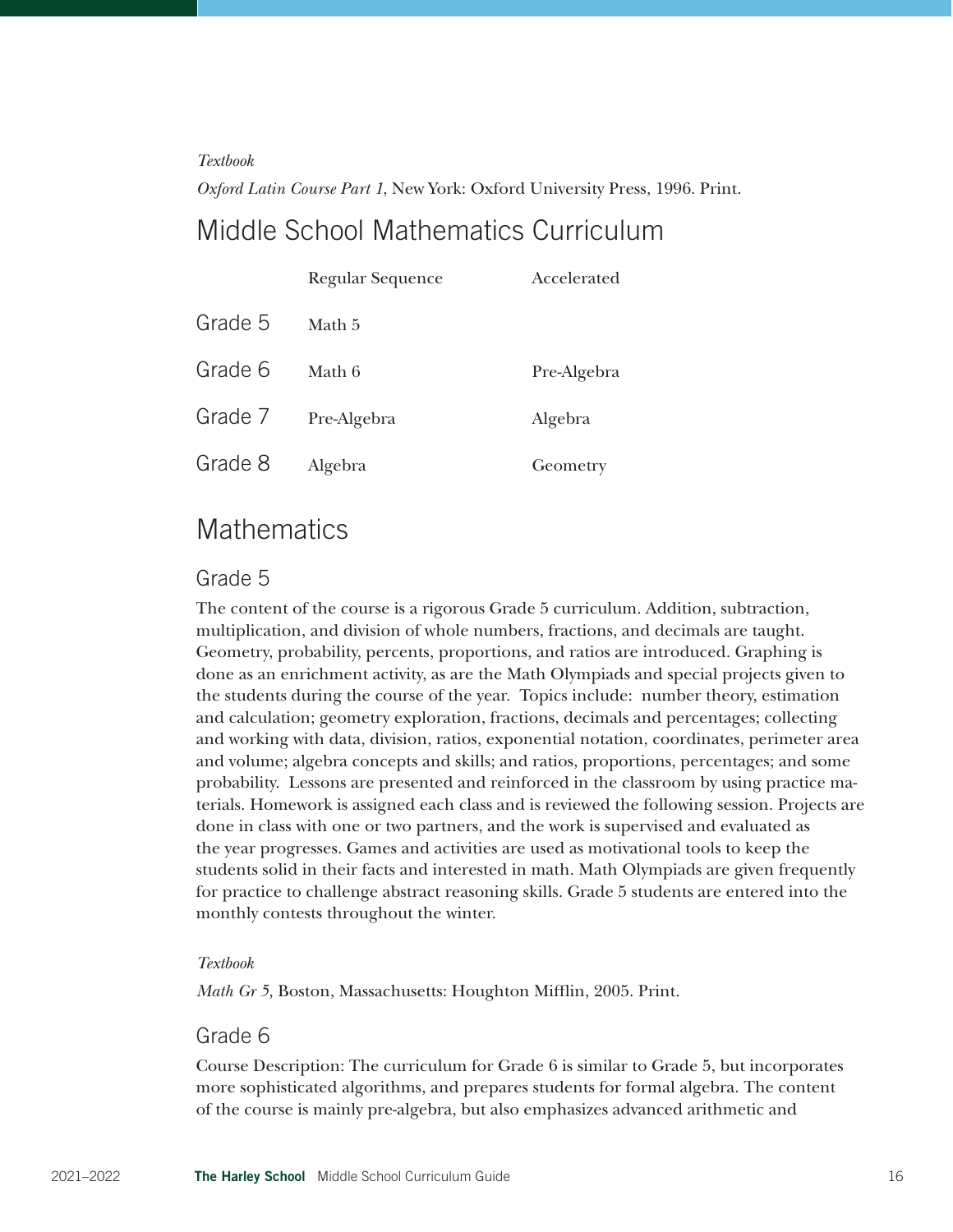*Textbook*

*Oxford Latin Course Part 1*, New York: Oxford University Press, 1996. Print.

## Middle School Mathematics Curriculum

| | Regular Sequence | Accelerated |
|---|---|---|
| Grade 5 | Math 5 | |
| Grade 6 | Math 6 | Pre-Algebra |
| Grade 7 | Pre-Algebra | Algebra |
| Grade 8 | Algebra | Geometry |

## Mathematics

### Grade 5

The content of the course is a rigorous Grade 5 curriculum. Addition, subtraction, multiplication, and division of whole numbers, fractions, and decimals are taught. Geometry, probability, percents, proportions, and ratios are introduced. Graphing is done as an enrichment activity, as are the Math Olympiads and special projects given to the students during the course of the year. Topics include: number theory, estimation and calculation; geometry exploration, fractions, decimals and percentages; collecting and working with data, division, ratios, exponential notation, coordinates, perimeter area and volume; algebra concepts and skills; and ratios, proportions, percentages; and some probability. Lessons are presented and reinforced in the classroom by using practice materials. Homework is assigned each class and is reviewed the following session. Projects are done in class with one or two partners, and the work is supervised and evaluated as the year progresses. Games and activities are used as motivational tools to keep the students solid in their facts and interested in math. Math Olympiads are given frequently for practice to challenge abstract reasoning skills. Grade 5 students are entered into the monthly contests throughout the winter.

*Textbook*

*Math Gr 5,* Boston, Massachusetts: Houghton Mifflin, 2005. Print.

### Grade 6

Course Description: The curriculum for Grade 6 is similar to Grade 5, but incorporates more sophisticated algorithms, and prepares students for formal algebra. The content of the course is mainly pre-algebra, but also emphasizes advanced arithmetic and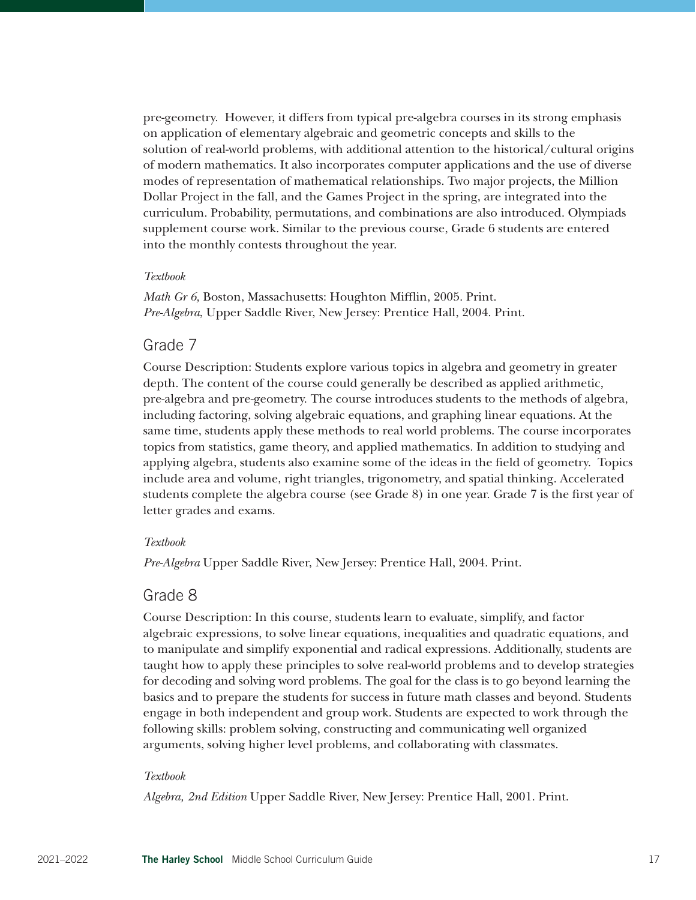pre-geometry. However, it differs from typical pre-algebra courses in its strong emphasis on application of elementary algebraic and geometric concepts and skills to the solution of real-world problems, with additional attention to the historical/cultural origins of modern mathematics. It also incorporates computer applications and the use of diverse modes of representation of mathematical relationships. Two major projects, the Million Dollar Project in the fall, and the Games Project in the spring, are integrated into the curriculum. Probability, permutations, and combinations are also introduced. Olympiads supplement course work. Similar to the previous course, Grade 6 students are entered into the monthly contests throughout the year.

*Textbook*

*Math Gr 6,* Boston, Massachusetts: Houghton Mifflin, 2005. Print.
*Pre-Algebra*, Upper Saddle River, New Jersey: Prentice Hall, 2004. Print.

## Grade 7

Course Description: Students explore various topics in algebra and geometry in greater depth. The content of the course could generally be described as applied arithmetic, pre-algebra and pre-geometry. The course introduces students to the methods of algebra, including factoring, solving algebraic equations, and graphing linear equations. At the same time, students apply these methods to real world problems. The course incorporates topics from statistics, game theory, and applied mathematics. In addition to studying and applying algebra, students also examine some of the ideas in the field of geometry. Topics include area and volume, right triangles, trigonometry, and spatial thinking. Accelerated students complete the algebra course (see Grade 8) in one year. Grade 7 is the first year of letter grades and exams.

*Textbook*

*Pre-Algebra* Upper Saddle River, New Jersey: Prentice Hall, 2004. Print.

## Grade 8

Course Description: In this course, students learn to evaluate, simplify, and factor algebraic expressions, to solve linear equations, inequalities and quadratic equations, and to manipulate and simplify exponential and radical expressions. Additionally, students are taught how to apply these principles to solve real-world problems and to develop strategies for decoding and solving word problems. The goal for the class is to go beyond learning the basics and to prepare the students for success in future math classes and beyond. Students engage in both independent and group work. Students are expected to work through the following skills: problem solving, constructing and communicating well organized arguments, solving higher level problems, and collaborating with classmates.

*Textbook*

*Algebra, 2nd Edition* Upper Saddle River, New Jersey: Prentice Hall, 2001. Print.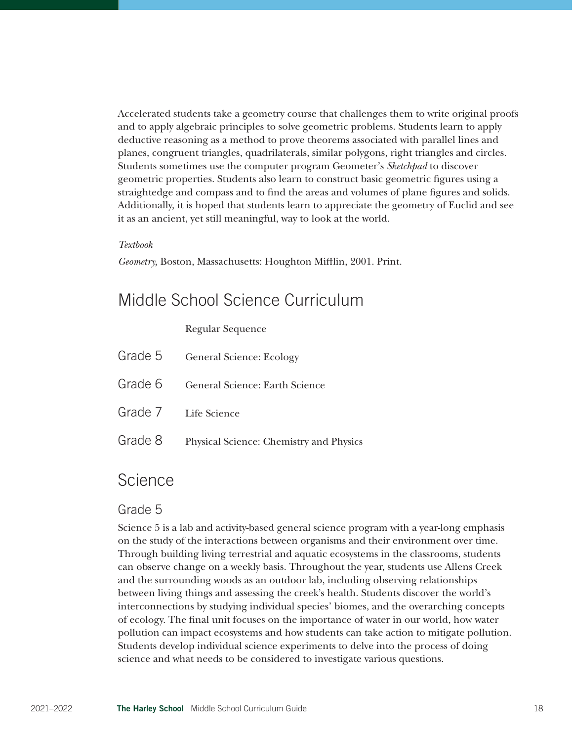Accelerated students take a geometry course that challenges them to write original proofs and to apply algebraic principles to solve geometric problems. Students learn to apply deductive reasoning as a method to prove theorems associated with parallel lines and planes, congruent triangles, quadrilaterals, similar polygons, right triangles and circles. Students sometimes use the computer program Geometer's *Sketchpad* to discover geometric properties. Students also learn to construct basic geometric figures using a straightedge and compass and to find the areas and volumes of plane figures and solids. Additionally, it is hoped that students learn to appreciate the geometry of Euclid and see it as an ancient, yet still meaningful, way to look at the world.

*Textbook*

*Geometry,* Boston, Massachusetts: Houghton Mifflin, 2001. Print.

## Middle School Science Curriculum

| | Regular Sequence |
|---|---|
| Grade 5 | General Science: Ecology |
| Grade 6 | General Science: Earth Science |
| Grade 7 | Life Science |
| Grade 8 | Physical Science: Chemistry and Physics |

## Science

### Grade 5

Science 5 is a lab and activity-based general science program with a year-long emphasis on the study of the interactions between organisms and their environment over time. Through building living terrestrial and aquatic ecosystems in the classrooms, students can observe change on a weekly basis. Throughout the year, students use Allens Creek and the surrounding woods as an outdoor lab, including observing relationships between living things and assessing the creek's health. Students discover the world's interconnections by studying individual species' biomes, and the overarching concepts of ecology. The final unit focuses on the importance of water in our world, how water pollution can impact ecosystems and how students can take action to mitigate pollution. Students develop individual science experiments to delve into the process of doing science and what needs to be considered to investigate various questions.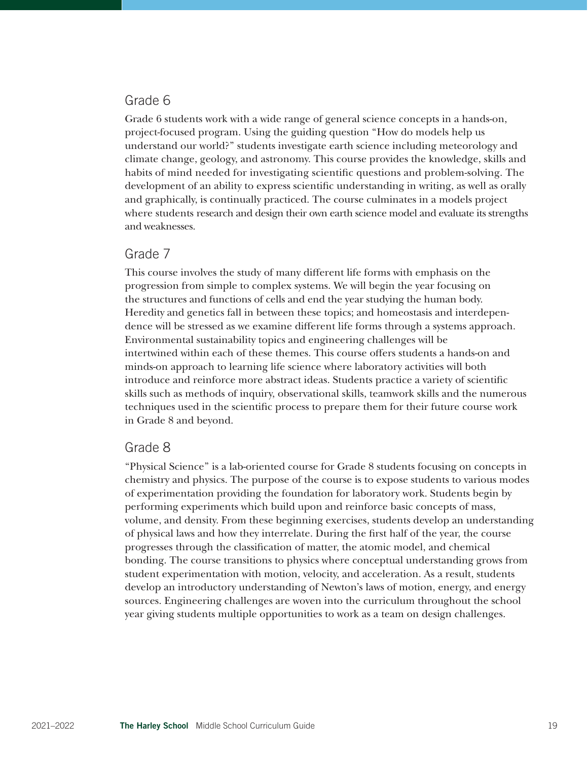## Grade 6

Grade 6 students work with a wide range of general science concepts in a hands-on, project-focused program. Using the guiding question "How do models help us understand our world?" students investigate earth science including meteorology and climate change, geology, and astronomy. This course provides the knowledge, skills and habits of mind needed for investigating scientific questions and problem-solving. The development of an ability to express scientific understanding in writing, as well as orally and graphically, is continually practiced. The course culminates in a models project where students research and design their own earth science model and evaluate its strengths and weaknesses.

## Grade 7

This course involves the study of many different life forms with emphasis on the progression from simple to complex systems. We will begin the year focusing on the structures and functions of cells and end the year studying the human body. Heredity and genetics fall in between these topics; and homeostasis and interdependence will be stressed as we examine different life forms through a systems approach. Environmental sustainability topics and engineering challenges will be intertwined within each of these themes. This course offers students a hands-on and minds-on approach to learning life science where laboratory activities will both introduce and reinforce more abstract ideas. Students practice a variety of scientific skills such as methods of inquiry, observational skills, teamwork skills and the numerous techniques used in the scientific process to prepare them for their future course work in Grade 8 and beyond.

## Grade 8

"Physical Science" is a lab-oriented course for Grade 8 students focusing on concepts in chemistry and physics. The purpose of the course is to expose students to various modes of experimentation providing the foundation for laboratory work. Students begin by performing experiments which build upon and reinforce basic concepts of mass, volume, and density. From these beginning exercises, students develop an understanding of physical laws and how they interrelate. During the first half of the year, the course progresses through the classification of matter, the atomic model, and chemical bonding. The course transitions to physics where conceptual understanding grows from student experimentation with motion, velocity, and acceleration. As a result, students develop an introductory understanding of Newton's laws of motion, energy, and energy sources. Engineering challenges are woven into the curriculum throughout the school year giving students multiple opportunities to work as a team on design challenges.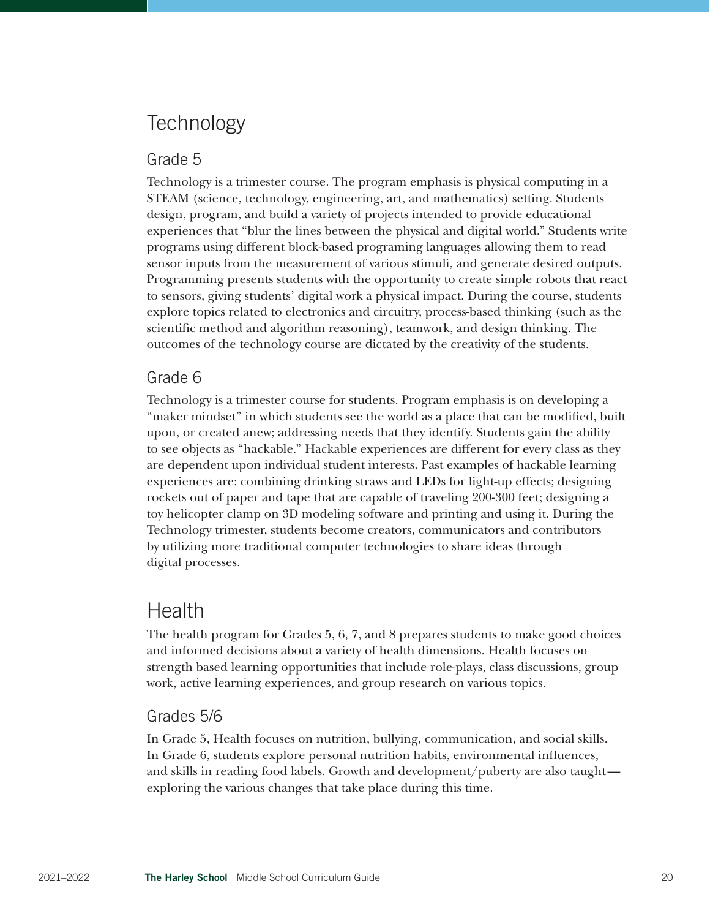# Technology

## Grade 5

Technology is a trimester course. The program emphasis is physical computing in a STEAM (science, technology, engineering, art, and mathematics) setting. Students design, program, and build a variety of projects intended to provide educational experiences that "blur the lines between the physical and digital world." Students write programs using different block-based programing languages allowing them to read sensor inputs from the measurement of various stimuli, and generate desired outputs. Programming presents students with the opportunity to create simple robots that react to sensors, giving students' digital work a physical impact. During the course, students explore topics related to electronics and circuitry, process-based thinking (such as the scientific method and algorithm reasoning), teamwork, and design thinking. The outcomes of the technology course are dictated by the creativity of the students.

## Grade 6

Technology is a trimester course for students. Program emphasis is on developing a "maker mindset" in which students see the world as a place that can be modified, built upon, or created anew; addressing needs that they identify. Students gain the ability to see objects as "hackable." Hackable experiences are different for every class as they are dependent upon individual student interests. Past examples of hackable learning experiences are: combining drinking straws and LEDs for light-up effects; designing rockets out of paper and tape that are capable of traveling 200-300 feet; designing a toy helicopter clamp on 3D modeling software and printing and using it. During the Technology trimester, students become creators, communicators and contributors by utilizing more traditional computer technologies to share ideas through digital processes.

# Health

The health program for Grades 5, 6, 7, and 8 prepares students to make good choices and informed decisions about a variety of health dimensions. Health focuses on strength based learning opportunities that include role-plays, class discussions, group work, active learning experiences, and group research on various topics.

## Grades 5/6

In Grade 5, Health focuses on nutrition, bullying, communication, and social skills. In Grade 6, students explore personal nutrition habits, environmental influences, and skills in reading food labels. Growth and development/puberty are also taught—exploring the various changes that take place during this time.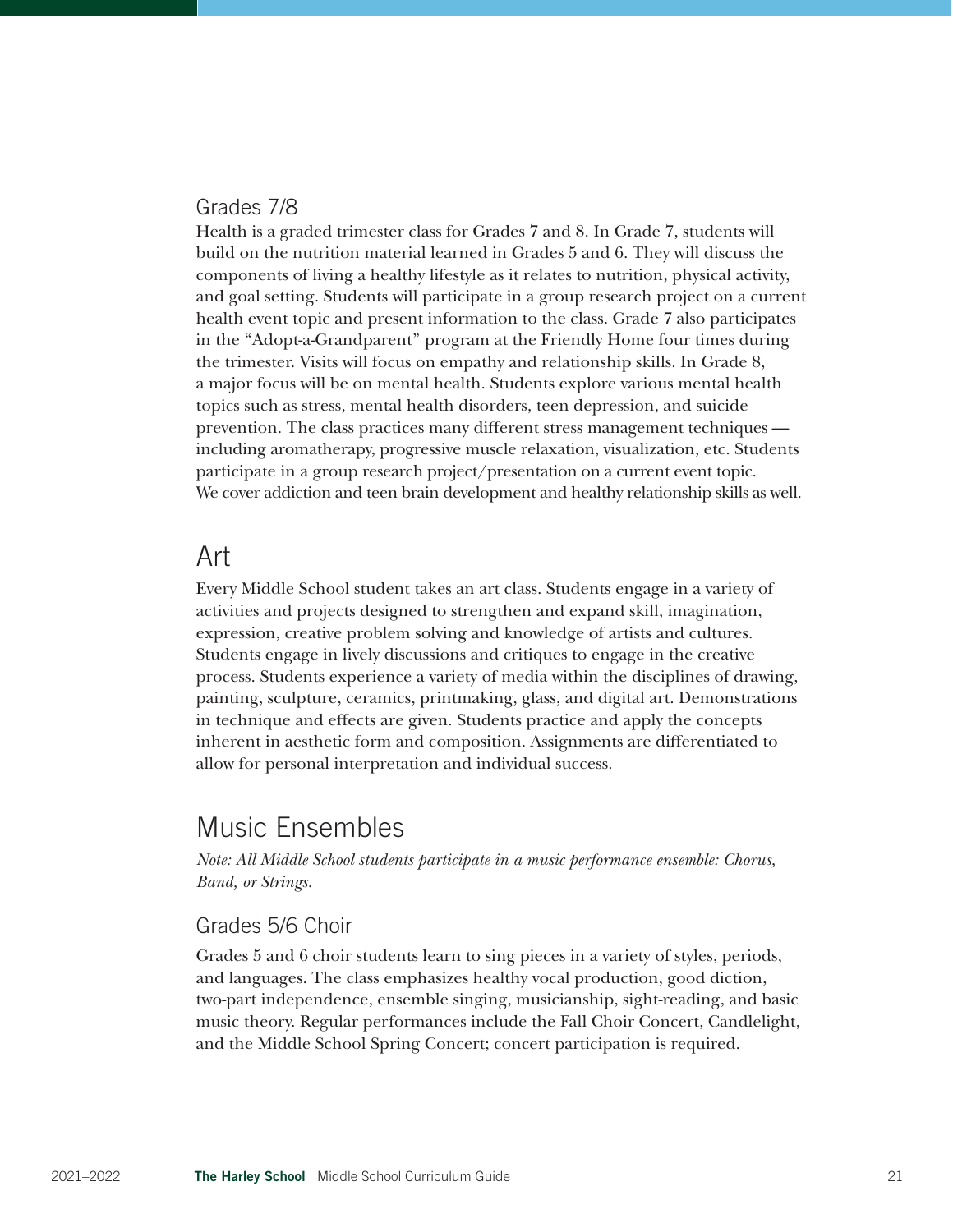### Grades 7/8

Health is a graded trimester class for Grades 7 and 8. In Grade 7, students will build on the nutrition material learned in Grades 5 and 6. They will discuss the components of living a healthy lifestyle as it relates to nutrition, physical activity, and goal setting. Students will participate in a group research project on a current health event topic and present information to the class. Grade 7 also participates in the "Adopt-a-Grandparent" program at the Friendly Home four times during the trimester. Visits will focus on empathy and relationship skills. In Grade 8, a major focus will be on mental health. Students explore various mental health topics such as stress, mental health disorders, teen depression, and suicide prevention. The class practices many different stress management techniques — including aromatherapy, progressive muscle relaxation, visualization, etc. Students participate in a group research project/presentation on a current event topic. We cover addiction and teen brain development and healthy relationship skills as well.

## Art

Every Middle School student takes an art class. Students engage in a variety of activities and projects designed to strengthen and expand skill, imagination, expression, creative problem solving and knowledge of artists and cultures. Students engage in lively discussions and critiques to engage in the creative process. Students experience a variety of media within the disciplines of drawing, painting, sculpture, ceramics, printmaking, glass, and digital art. Demonstrations in technique and effects are given. Students practice and apply the concepts inherent in aesthetic form and composition. Assignments are differentiated to allow for personal interpretation and individual success.

## Music Ensembles

*Note: All Middle School students participate in a music performance ensemble: Chorus, Band, or Strings.*

### Grades 5/6 Choir

Grades 5 and 6 choir students learn to sing pieces in a variety of styles, periods, and languages. The class emphasizes healthy vocal production, good diction, two-part independence, ensemble singing, musicianship, sight-reading, and basic music theory. Regular performances include the Fall Choir Concert, Candlelight, and the Middle School Spring Concert; concert participation is required.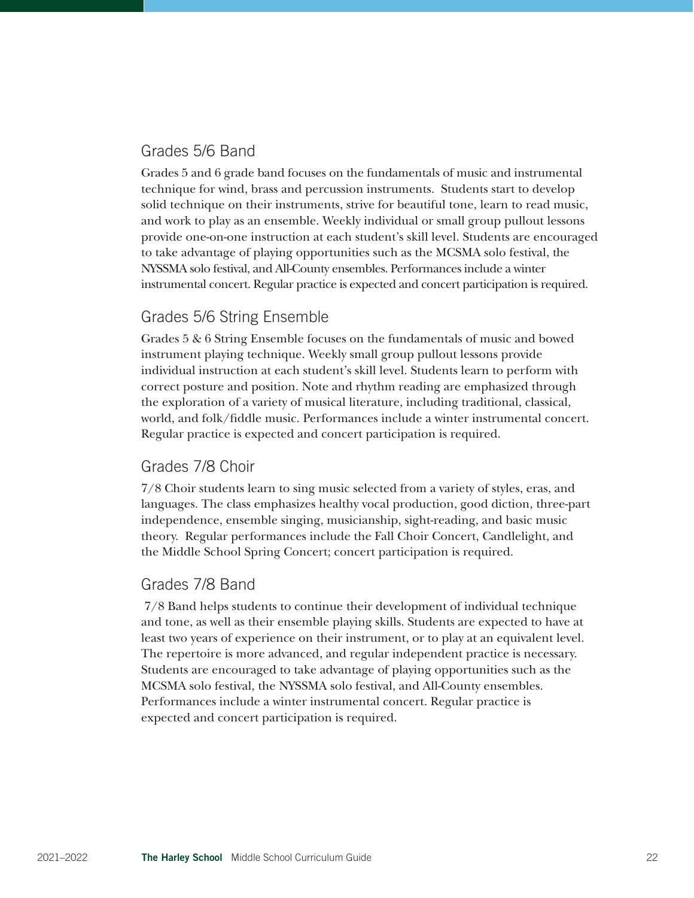## Grades 5/6 Band

Grades 5 and 6 grade band focuses on the fundamentals of music and instrumental technique for wind, brass and percussion instruments. Students start to develop solid technique on their instruments, strive for beautiful tone, learn to read music, and work to play as an ensemble. Weekly individual or small group pullout lessons provide one-on-one instruction at each student's skill level. Students are encouraged to take advantage of playing opportunities such as the MCSMA solo festival, the NYSSMA solo festival, and All-County ensembles. Performances include a winter instrumental concert. Regular practice is expected and concert participation is required.

## Grades 5/6 String Ensemble

Grades 5 & 6 String Ensemble focuses on the fundamentals of music and bowed instrument playing technique. Weekly small group pullout lessons provide individual instruction at each student's skill level. Students learn to perform with correct posture and position. Note and rhythm reading are emphasized through the exploration of a variety of musical literature, including traditional, classical, world, and folk/fiddle music. Performances include a winter instrumental concert. Regular practice is expected and concert participation is required.

## Grades 7/8 Choir

7/8 Choir students learn to sing music selected from a variety of styles, eras, and languages. The class emphasizes healthy vocal production, good diction, three-part independence, ensemble singing, musicianship, sight-reading, and basic music theory. Regular performances include the Fall Choir Concert, Candlelight, and the Middle School Spring Concert; concert participation is required.

## Grades 7/8 Band

7/8 Band helps students to continue their development of individual technique and tone, as well as their ensemble playing skills. Students are expected to have at least two years of experience on their instrument, or to play at an equivalent level. The repertoire is more advanced, and regular independent practice is necessary. Students are encouraged to take advantage of playing opportunities such as the MCSMA solo festival, the NYSSMA solo festival, and All-County ensembles. Performances include a winter instrumental concert. Regular practice is expected and concert participation is required.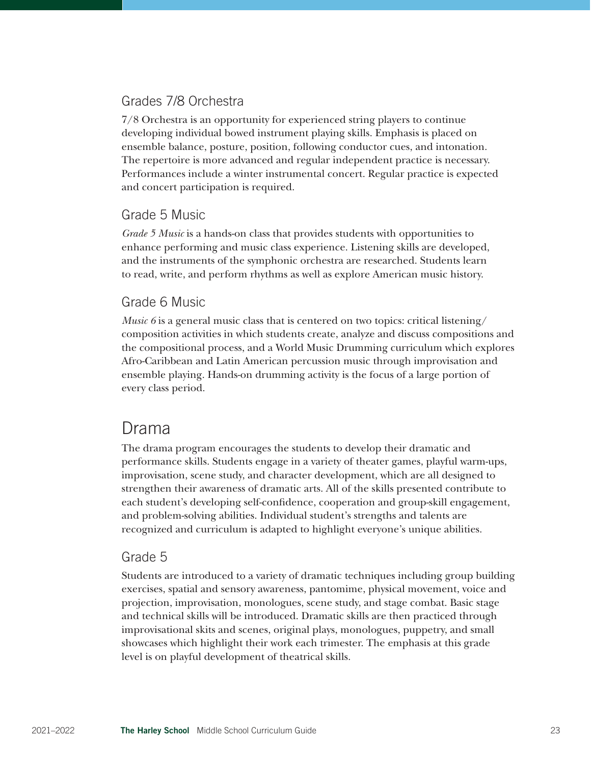### Grades 7/8 Orchestra

7/8 Orchestra is an opportunity for experienced string players to continue developing individual bowed instrument playing skills. Emphasis is placed on ensemble balance, posture, position, following conductor cues, and intonation. The repertoire is more advanced and regular independent practice is necessary. Performances include a winter instrumental concert. Regular practice is expected and concert participation is required.

### Grade 5 Music

*Grade 5 Music* is a hands-on class that provides students with opportunities to enhance performing and music class experience. Listening skills are developed, and the instruments of the symphonic orchestra are researched. Students learn to read, write, and perform rhythms as well as explore American music history.

### Grade 6 Music

*Music 6* is a general music class that is centered on two topics: critical listening/composition activities in which students create, analyze and discuss compositions and the compositional process, and a World Music Drumming curriculum which explores Afro-Caribbean and Latin American percussion music through improvisation and ensemble playing. Hands-on drumming activity is the focus of a large portion of every class period.

## Drama

The drama program encourages the students to develop their dramatic and performance skills. Students engage in a variety of theater games, playful warm-ups, improvisation, scene study, and character development, which are all designed to strengthen their awareness of dramatic arts. All of the skills presented contribute to each student's developing self-confidence, cooperation and group-skill engagement, and problem-solving abilities. Individual student's strengths and talents are recognized and curriculum is adapted to highlight everyone's unique abilities.

### Grade 5

Students are introduced to a variety of dramatic techniques including group building exercises, spatial and sensory awareness, pantomime, physical movement, voice and projection, improvisation, monologues, scene study, and stage combat. Basic stage and technical skills will be introduced. Dramatic skills are then practiced through improvisational skits and scenes, original plays, monologues, puppetry, and small showcases which highlight their work each trimester. The emphasis at this grade level is on playful development of theatrical skills.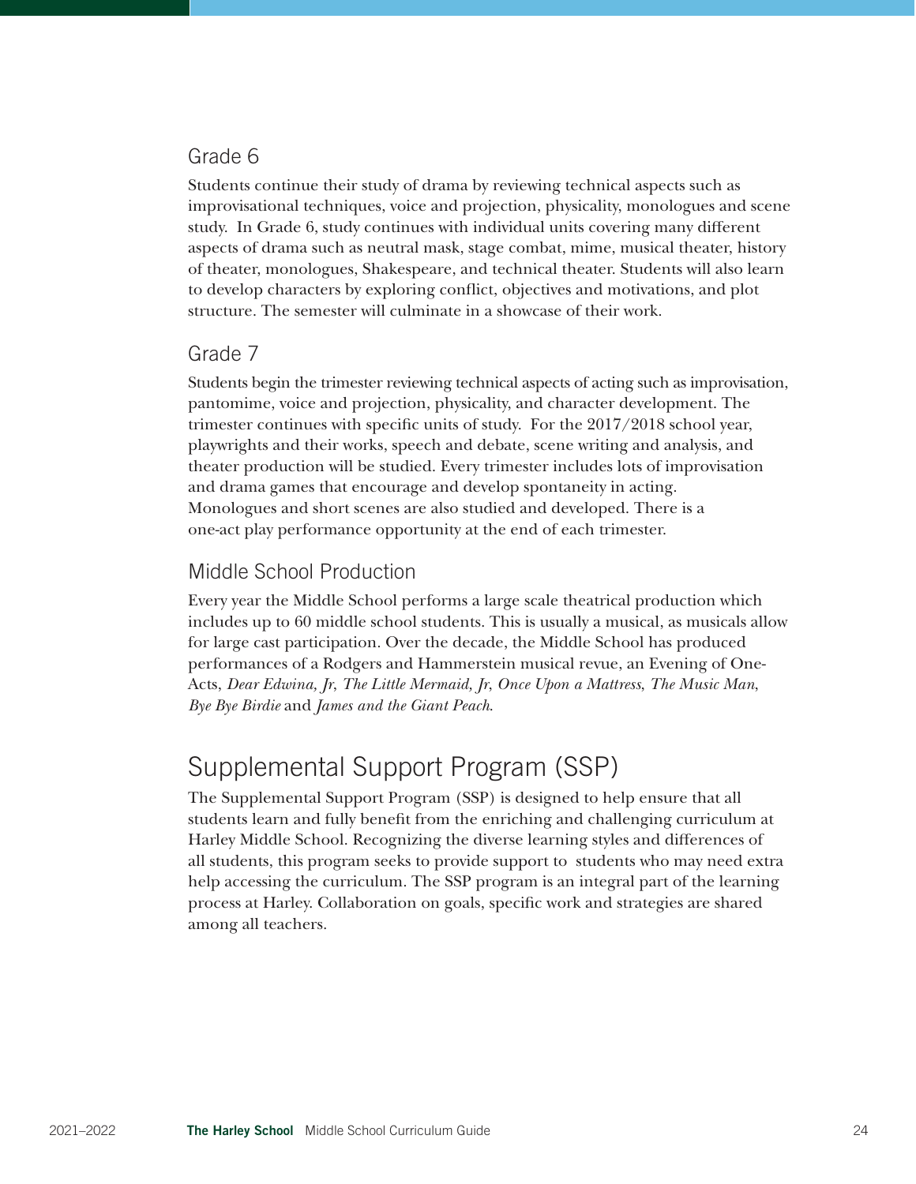### Grade 6

Students continue their study of drama by reviewing technical aspects such as improvisational techniques, voice and projection, physicality, monologues and scene study. In Grade 6, study continues with individual units covering many different aspects of drama such as neutral mask, stage combat, mime, musical theater, history of theater, monologues, Shakespeare, and technical theater. Students will also learn to develop characters by exploring conflict, objectives and motivations, and plot structure. The semester will culminate in a showcase of their work.

### Grade 7

Students begin the trimester reviewing technical aspects of acting such as improvisation, pantomime, voice and projection, physicality, and character development. The trimester continues with specific units of study. For the 2017/2018 school year, playwrights and their works, speech and debate, scene writing and analysis, and theater production will be studied. Every trimester includes lots of improvisation and drama games that encourage and develop spontaneity in acting. Monologues and short scenes are also studied and developed. There is a one-act play performance opportunity at the end of each trimester.

### Middle School Production

Every year the Middle School performs a large scale theatrical production which includes up to 60 middle school students. This is usually a musical, as musicals allow for large cast participation. Over the decade, the Middle School has produced performances of a Rodgers and Hammerstein musical revue, an Evening of One-Acts, *Dear Edwina, Jr*, *The Little Mermaid, Jr*, *Once Upon a Mattress*, *The Music Man*, *Bye Bye Birdie* and *James and the Giant Peach*.

## Supplemental Support Program (SSP)

The Supplemental Support Program (SSP) is designed to help ensure that all students learn and fully benefit from the enriching and challenging curriculum at Harley Middle School. Recognizing the diverse learning styles and differences of all students, this program seeks to provide support to students who may need extra help accessing the curriculum. The SSP program is an integral part of the learning process at Harley. Collaboration on goals, specific work and strategies are shared among all teachers.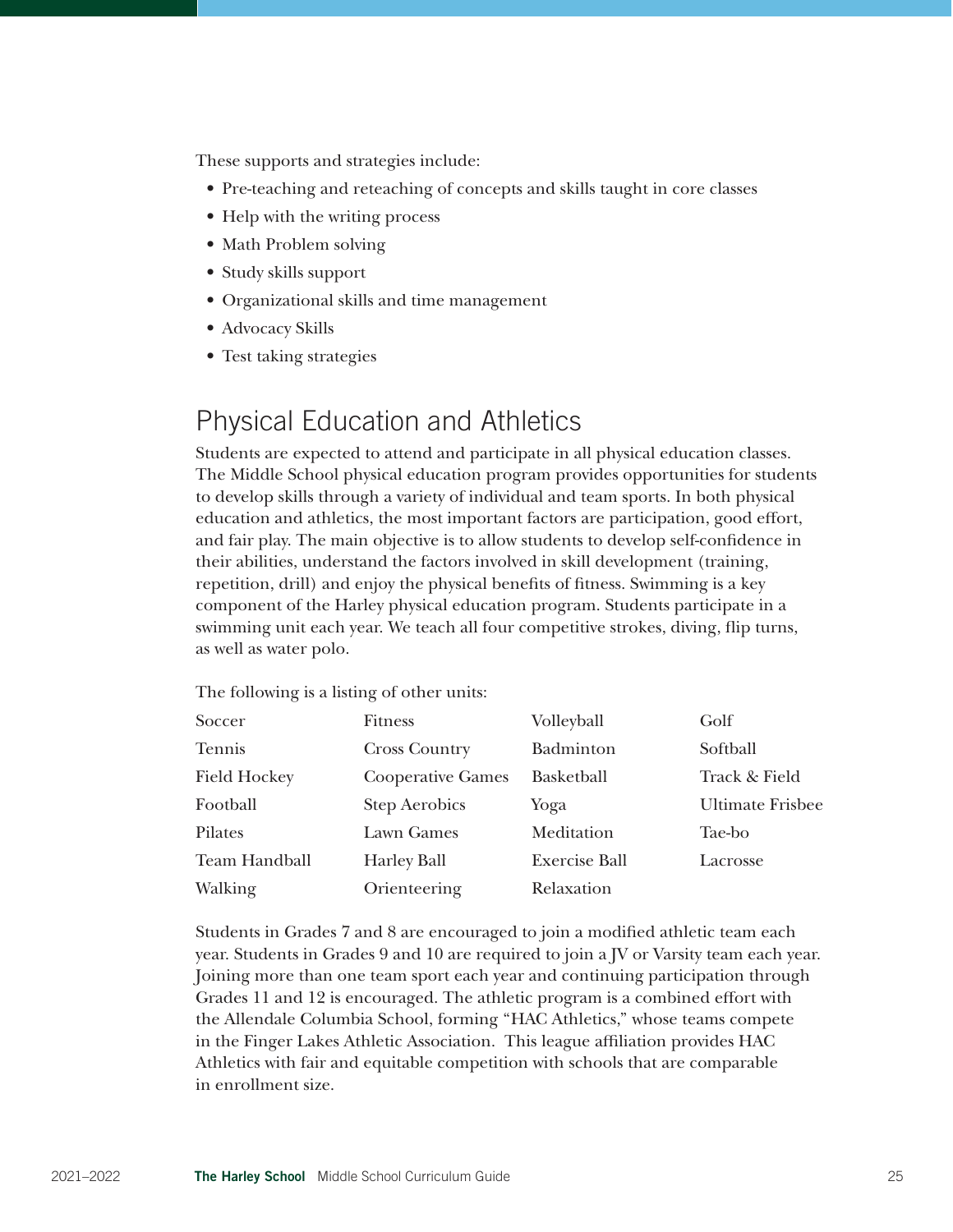These supports and strategies include:

- Pre-teaching and reteaching of concepts and skills taught in core classes
- Help with the writing process
- Math Problem solving
- Study skills support
- Organizational skills and time management
- Advocacy Skills
- Test taking strategies

## Physical Education and Athletics

Students are expected to attend and participate in all physical education classes. The Middle School physical education program provides opportunities for students to develop skills through a variety of individual and team sports. In both physical education and athletics, the most important factors are participation, good effort, and fair play. The main objective is to allow students to develop self-confidence in their abilities, understand the factors involved in skill development (training, repetition, drill) and enjoy the physical benefits of fitness. Swimming is a key component of the Harley physical education program. Students participate in a swimming unit each year. We teach all four competitive strokes, diving, flip turns, as well as water polo.

The following is a listing of other units:

| | | | |
|---|---|---|---|
| Soccer | Fitness | Volleyball | Golf |
| Tennis | Cross Country | Badminton | Softball |
| Field Hockey | Cooperative Games | Basketball | Track & Field |
| Football | Step Aerobics | Yoga | Ultimate Frisbee |
| Pilates | Lawn Games | Meditation | Tae-bo |
| Team Handball | Harley Ball | Exercise Ball | Lacrosse |
| Walking | Orienteering | Relaxation | |

Students in Grades 7 and 8 are encouraged to join a modified athletic team each year. Students in Grades 9 and 10 are required to join a JV or Varsity team each year. Joining more than one team sport each year and continuing participation through Grades 11 and 12 is encouraged. The athletic program is a combined effort with the Allendale Columbia School, forming "HAC Athletics," whose teams compete in the Finger Lakes Athletic Association. This league affiliation provides HAC Athletics with fair and equitable competition with schools that are comparable in enrollment size.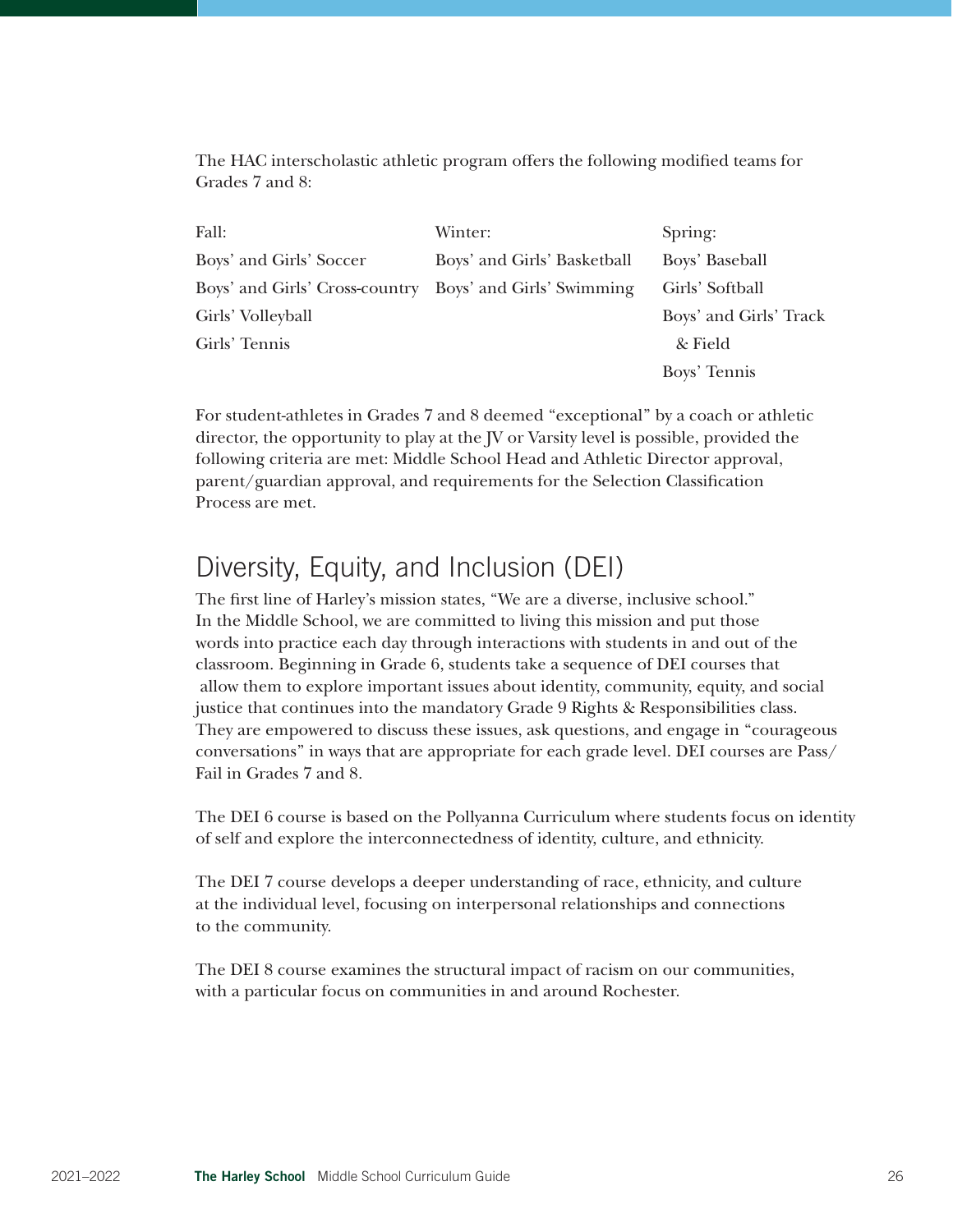The HAC interscholastic athletic program offers the following modified teams for Grades 7 and 8:

| Fall: | Winter: | Spring: |
| --- | --- | --- |
| Boys' and Girls' Soccer | Boys' and Girls' Basketball | Boys' Baseball |
| Boys' and Girls' Cross-country | Boys' and Girls' Swimming | Girls' Softball |
| Girls' Volleyball | | Boys' and Girls' Track & Field |
| Girls' Tennis | | Boys' Tennis |

For student-athletes in Grades 7 and 8 deemed "exceptional" by a coach or athletic director, the opportunity to play at the JV or Varsity level is possible, provided the following criteria are met: Middle School Head and Athletic Director approval, parent/guardian approval, and requirements for the Selection Classification Process are met.

## Diversity, Equity, and Inclusion (DEI)

The first line of Harley's mission states, "We are a diverse, inclusive school." In the Middle School, we are committed to living this mission and put those words into practice each day through interactions with students in and out of the classroom. Beginning in Grade 6, students take a sequence of DEI courses that allow them to explore important issues about identity, community, equity, and social justice that continues into the mandatory Grade 9 Rights & Responsibilities class. They are empowered to discuss these issues, ask questions, and engage in "courageous conversations" in ways that are appropriate for each grade level. DEI courses are Pass/Fail in Grades 7 and 8.

The DEI 6 course is based on the Pollyanna Curriculum where students focus on identity of self and explore the interconnectedness of identity, culture, and ethnicity.

The DEI 7 course develops a deeper understanding of race, ethnicity, and culture at the individual level, focusing on interpersonal relationships and connections to the community.

The DEI 8 course examines the structural impact of racism on our communities, with a particular focus on communities in and around Rochester.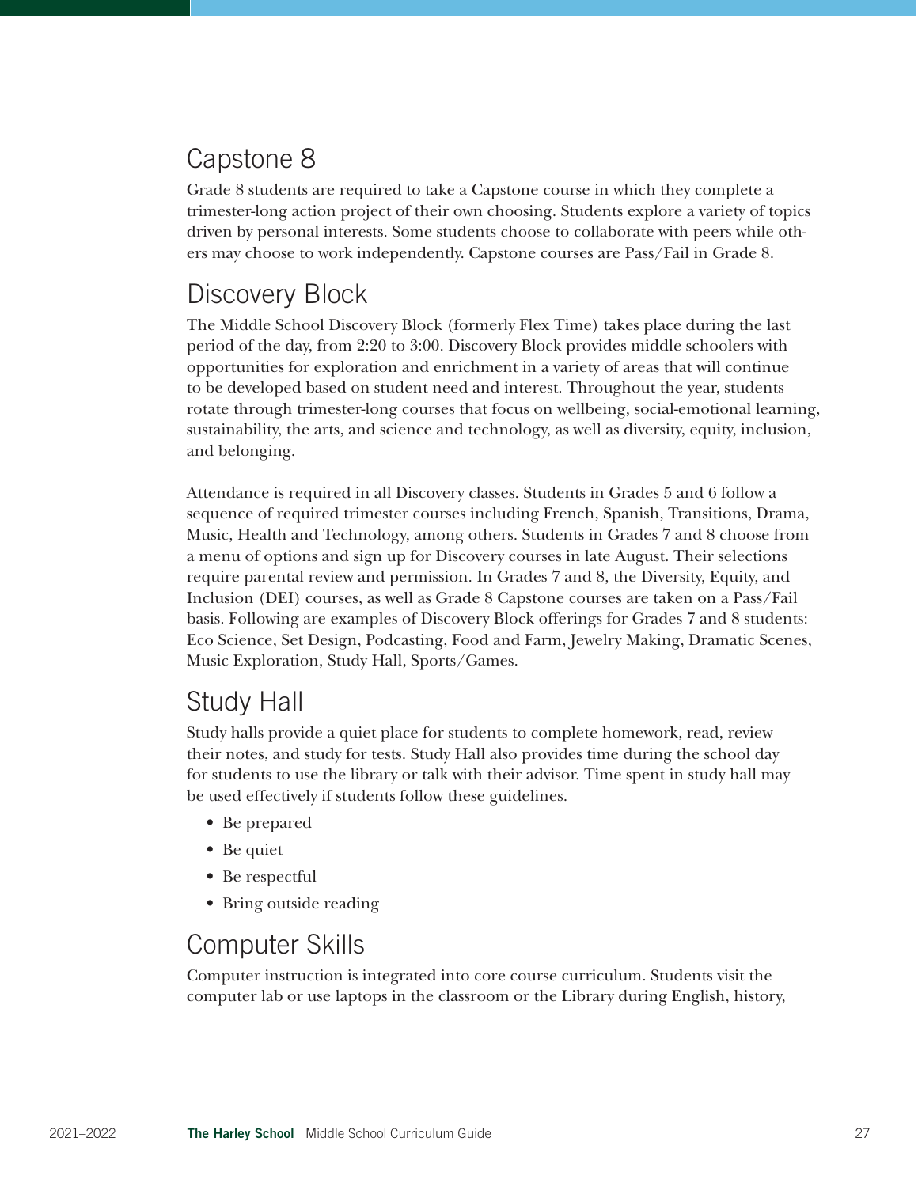## Capstone 8

Grade 8 students are required to take a Capstone course in which they complete a trimester-long action project of their own choosing. Students explore a variety of topics driven by personal interests. Some students choose to collaborate with peers while others may choose to work independently. Capstone courses are Pass/Fail in Grade 8.

## Discovery Block

The Middle School Discovery Block (formerly Flex Time) takes place during the last period of the day, from 2:20 to 3:00. Discovery Block provides middle schoolers with opportunities for exploration and enrichment in a variety of areas that will continue to be developed based on student need and interest. Throughout the year, students rotate through trimester-long courses that focus on wellbeing, social-emotional learning, sustainability, the arts, and science and technology, as well as diversity, equity, inclusion, and belonging.

Attendance is required in all Discovery classes. Students in Grades 5 and 6 follow a sequence of required trimester courses including French, Spanish, Transitions, Drama, Music, Health and Technology, among others. Students in Grades 7 and 8 choose from a menu of options and sign up for Discovery courses in late August. Their selections require parental review and permission. In Grades 7 and 8, the Diversity, Equity, and Inclusion (DEI) courses, as well as Grade 8 Capstone courses are taken on a Pass/Fail basis. Following are examples of Discovery Block offerings for Grades 7 and 8 students: Eco Science, Set Design, Podcasting, Food and Farm, Jewelry Making, Dramatic Scenes, Music Exploration, Study Hall, Sports/Games.

## Study Hall

Study halls provide a quiet place for students to complete homework, read, review their notes, and study for tests. Study Hall also provides time during the school day for students to use the library or talk with their advisor. Time spent in study hall may be used effectively if students follow these guidelines.

- Be prepared
- Be quiet
- Be respectful
- Bring outside reading

## Computer Skills

Computer instruction is integrated into core course curriculum. Students visit the computer lab or use laptops in the classroom or the Library during English, history,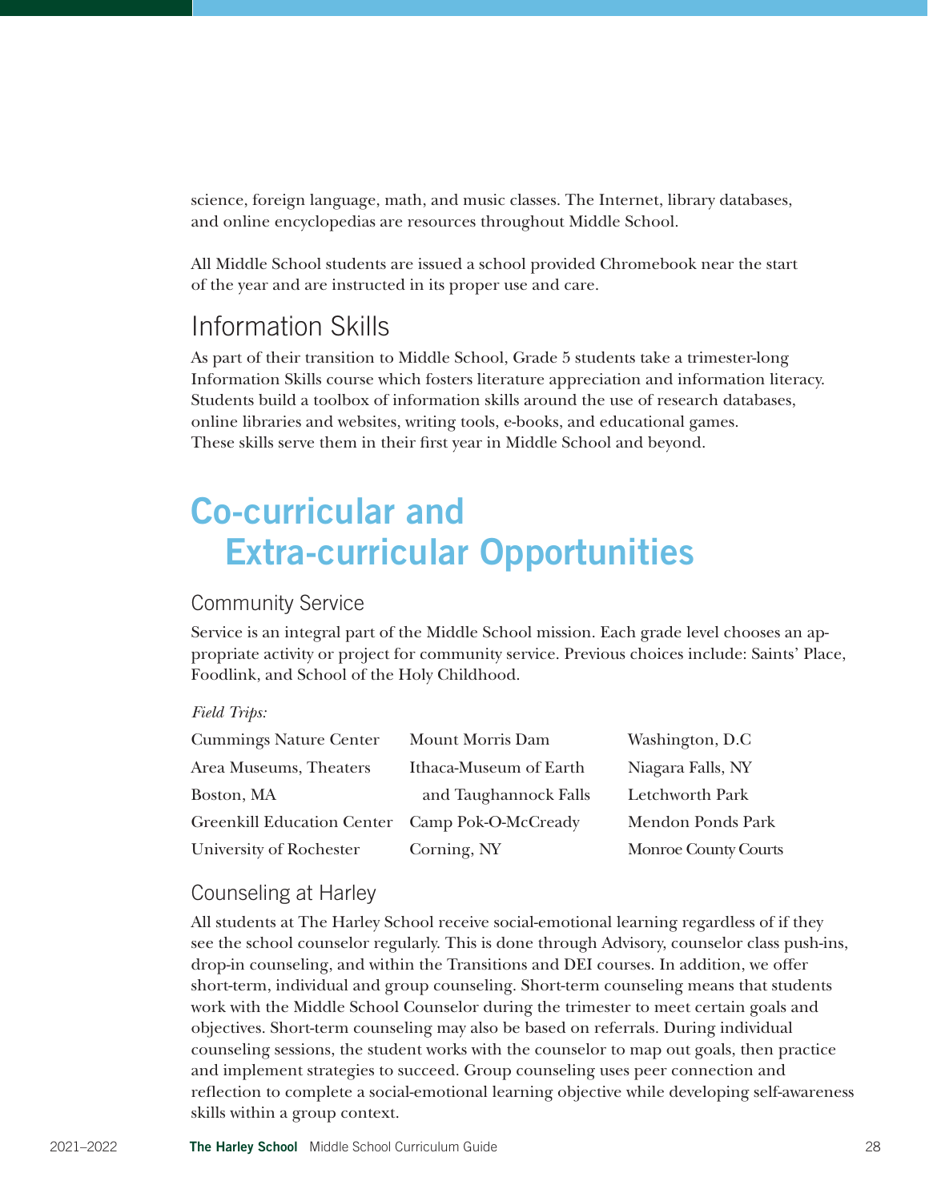science, foreign language, math, and music classes. The Internet, library databases, and online encyclopedias are resources throughout Middle School.

All Middle School students are issued a school provided Chromebook near the start of the year and are instructed in its proper use and care.

### Information Skills

As part of their transition to Middle School, Grade 5 students take a trimester-long Information Skills course which fosters literature appreciation and information literacy. Students build a toolbox of information skills around the use of research databases, online libraries and websites, writing tools, e-books, and educational games. These skills serve them in their first year in Middle School and beyond.

## Co-curricular and Extra-curricular Opportunities

### Community Service

Service is an integral part of the Middle School mission. Each grade level chooses an appropriate activity or project for community service. Previous choices include: Saints' Place, Foodlink, and School of the Holy Childhood.

*Field Trips:*

- Cummings Nature Center
- Area Museums, Theaters
- Boston, MA
- Greenkill Education Center
- University of Rochester
- Mount Morris Dam
- Ithaca-Museum of Earth and Taughannock Falls
- Camp Pok-O-McCready
- Corning, NY
- Washington, D.C
- Niagara Falls, NY
- Letchworth Park
- Mendon Ponds Park
- Monroe County Courts

### Counseling at Harley

All students at The Harley School receive social-emotional learning regardless of if they see the school counselor regularly. This is done through Advisory, counselor class push-ins, drop-in counseling, and within the Transitions and DEI courses. In addition, we offer short-term, individual and group counseling. Short-term counseling means that students work with the Middle School Counselor during the trimester to meet certain goals and objectives. Short-term counseling may also be based on referrals. During individual counseling sessions, the student works with the counselor to map out goals, then practice and implement strategies to succeed. Group counseling uses peer connection and reflection to complete a social-emotional learning objective while developing self-awareness skills within a group context.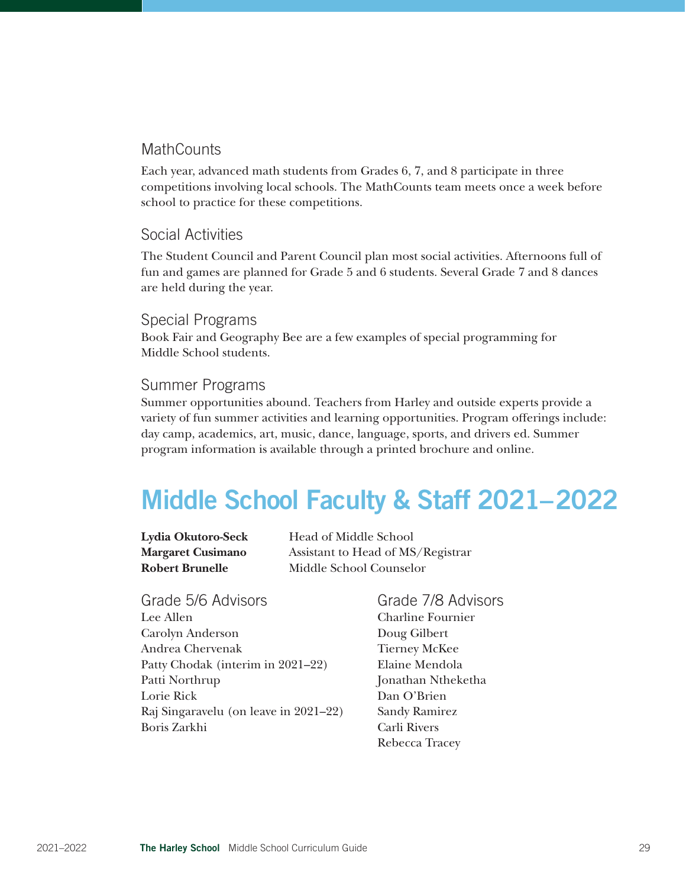### MathCounts

Each year, advanced math students from Grades 6, 7, and 8 participate in three competitions involving local schools. The MathCounts team meets once a week before school to practice for these competitions.

### Social Activities

The Student Council and Parent Council plan most social activities. Afternoons full of fun and games are planned for Grade 5 and 6 students. Several Grade 7 and 8 dances are held during the year.

### Special Programs

Book Fair and Geography Bee are a few examples of special programming for Middle School students.

### Summer Programs

Summer opportunities abound. Teachers from Harley and outside experts provide a variety of fun summer activities and learning opportunities. Program offerings include: day camp, academics, art, music, dance, language, sports, and drivers ed. Summer program information is available through a printed brochure and online.

## Middle School Faculty & Staff 2021–2022

**Lydia Okutoro-Seck** Head of Middle School
**Margaret Cusimano** Assistant to Head of MS/Registrar
**Robert Brunelle** Middle School Counselor

### Grade 5/6 Advisors

Lee Allen
Carolyn Anderson
Andrea Chervenak
Patty Chodak (interim in 2021–22)
Patti Northrup
Lorie Rick
Raj Singaravelu (on leave in 2021–22)
Boris Zarkhi

### Grade 7/8 Advisors

Charline Fournier
Doug Gilbert
Tierney McKee
Elaine Mendola
Jonathan Ntheketha
Dan O'Brien
Sandy Ramirez
Carli Rivers
Rebecca Tracey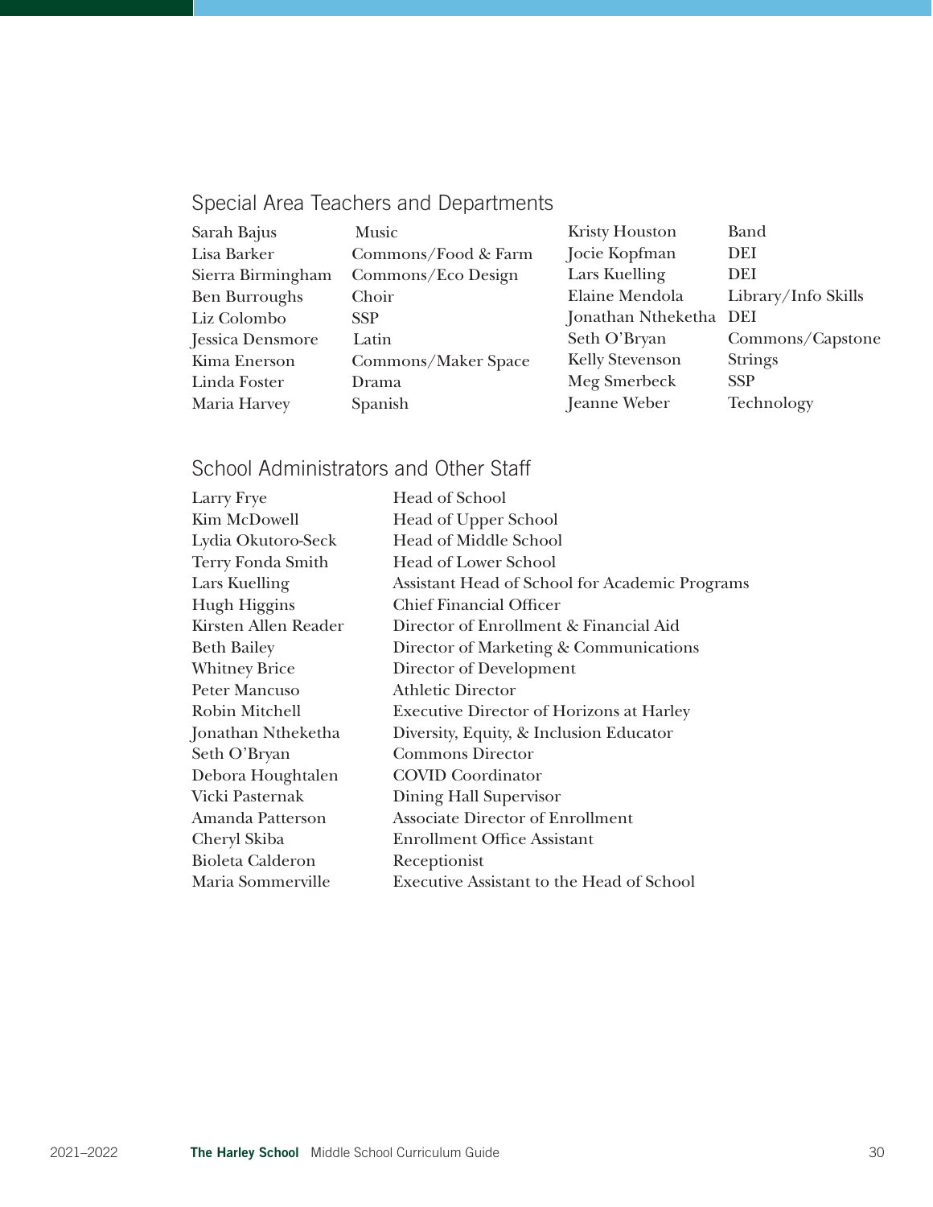## Special Area Teachers and Departments

| | |
|---|---|
| Sarah Bajus | Music |
| Lisa Barker | Commons/Food & Farm |
| Sierra Birmingham | Commons/Eco Design |
| Ben Burroughs | Choir |
| Liz Colombo | SSP |
| Jessica Densmore | Latin |
| Kima Enerson | Commons/Maker Space |
| Linda Foster | Drama |
| Maria Harvey | Spanish |
| Kristy Houston | Band |
| Jocie Kopfman | DEI |
| Lars Kuelling | DEI |
| Elaine Mendola | Library/Info Skills |
| Jonathan Ntheketha | DEI |
| Seth O'Bryan | Commons/Capstone |
| Kelly Stevenson | Strings |
| Meg Smerbeck | SSP |
| Jeanne Weber | Technology |

## School Administrators and Other Staff

| | |
|---|---|
| Larry Frye | Head of School |
| Kim McDowell | Head of Upper School |
| Lydia Okutoro-Seck | Head of Middle School |
| Terry Fonda Smith | Head of Lower School |
| Lars Kuelling | Assistant Head of School for Academic Programs |
| Hugh Higgins | Chief Financial Officer |
| Kirsten Allen Reader | Director of Enrollment & Financial Aid |
| Beth Bailey | Director of Marketing & Communications |
| Whitney Brice | Director of Development |
| Peter Mancuso | Athletic Director |
| Robin Mitchell | Executive Director of Horizons at Harley |
| Jonathan Ntheketha | Diversity, Equity, & Inclusion Educator |
| Seth O'Bryan | Commons Director |
| Debora Houghtalen | COVID Coordinator |
| Vicki Pasternak | Dining Hall Supervisor |
| Amanda Patterson | Associate Director of Enrollment |
| Cheryl Skiba | Enrollment Office Assistant |
| Bioleta Calderon | Receptionist |
| Maria Sommerville | Executive Assistant to the Head of School |